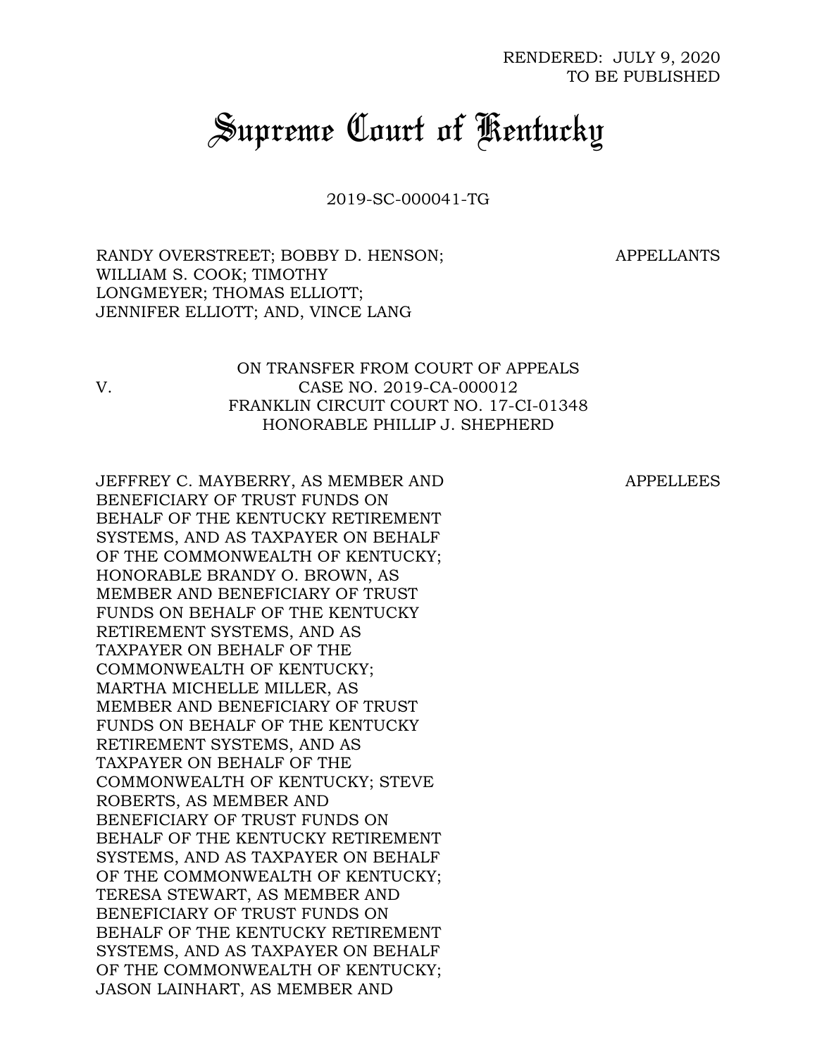RENDERED: JULY 9, 2020
TO BE PUBLISHED

# Supreme Court of Kentucky

2019-SC-000041-TG

RANDY OVERSTREET; BOBBY D. HENSON; WILLIAM S. COOK; TIMOTHY LONGMEYER; THOMAS ELLIOTT; JENNIFER ELLIOTT; AND, VINCE LANG — APPELLANTS

V.

ON TRANSFER FROM COURT OF APPEALS
CASE NO. 2019-CA-000012
FRANKLIN CIRCUIT COURT NO. 17-CI-01348
HONORABLE PHILLIP J. SHEPHERD

JEFFREY C. MAYBERRY, AS MEMBER AND BENEFICIARY OF TRUST FUNDS ON BEHALF OF THE KENTUCKY RETIREMENT SYSTEMS, AND AS TAXPAYER ON BEHALF OF THE COMMONWEALTH OF KENTUCKY; HONORABLE BRANDY O. BROWN, AS MEMBER AND BENEFICIARY OF TRUST FUNDS ON BEHALF OF THE KENTUCKY RETIREMENT SYSTEMS, AND AS TAXPAYER ON BEHALF OF THE COMMONWEALTH OF KENTUCKY; MARTHA MICHELLE MILLER, AS MEMBER AND BENEFICIARY OF TRUST FUNDS ON BEHALF OF THE KENTUCKY RETIREMENT SYSTEMS, AND AS TAXPAYER ON BEHALF OF THE COMMONWEALTH OF KENTUCKY; STEVE ROBERTS, AS MEMBER AND BENEFICIARY OF TRUST FUNDS ON BEHALF OF THE KENTUCKY RETIREMENT SYSTEMS, AND AS TAXPAYER ON BEHALF OF THE COMMONWEALTH OF KENTUCKY; TERESA STEWART, AS MEMBER AND BENEFICIARY OF TRUST FUNDS ON BEHALF OF THE KENTUCKY RETIREMENT SYSTEMS, AND AS TAXPAYER ON BEHALF OF THE COMMONWEALTH OF KENTUCKY; JASON LAINHART, AS MEMBER AND — APPELLEES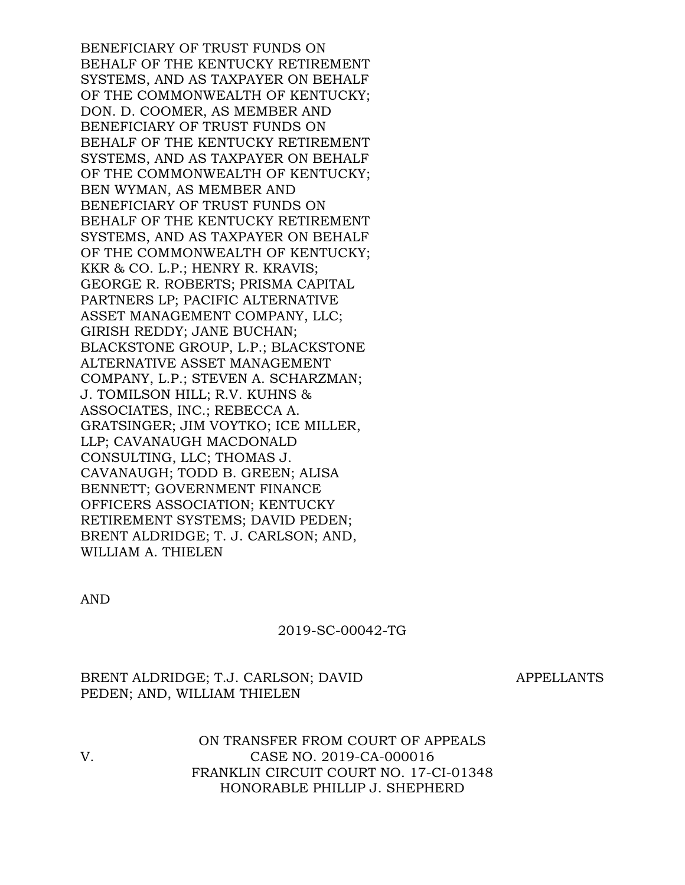BENEFICIARY OF TRUST FUNDS ON BEHALF OF THE KENTUCKY RETIREMENT SYSTEMS, AND AS TAXPAYER ON BEHALF OF THE COMMONWEALTH OF KENTUCKY; DON. D. COOMER, AS MEMBER AND BENEFICIARY OF TRUST FUNDS ON BEHALF OF THE KENTUCKY RETIREMENT SYSTEMS, AND AS TAXPAYER ON BEHALF OF THE COMMONWEALTH OF KENTUCKY; BEN WYMAN, AS MEMBER AND BENEFICIARY OF TRUST FUNDS ON BEHALF OF THE KENTUCKY RETIREMENT SYSTEMS, AND AS TAXPAYER ON BEHALF OF THE COMMONWEALTH OF KENTUCKY; KKR & CO. L.P.; HENRY R. KRAVIS; GEORGE R. ROBERTS; PRISMA CAPITAL PARTNERS LP; PACIFIC ALTERNATIVE ASSET MANAGEMENT COMPANY, LLC; GIRISH REDDY; JANE BUCHAN; BLACKSTONE GROUP, L.P.; BLACKSTONE ALTERNATIVE ASSET MANAGEMENT COMPANY, L.P.; STEVEN A. SCHARZMAN; J. TOMILSON HILL; R.V. KUHNS & ASSOCIATES, INC.; REBECCA A. GRATSINGER; JIM VOYTKO; ICE MILLER, LLP; CAVANAUGH MACDONALD CONSULTING, LLC; THOMAS J. CAVANAUGH; TODD B. GREEN; ALISA BENNETT; GOVERNMENT FINANCE OFFICERS ASSOCIATION; KENTUCKY RETIREMENT SYSTEMS; DAVID PEDEN; BRENT ALDRIDGE; T. J. CARLSON; AND, WILLIAM A. THIELEN

AND

2019-SC-00042-TG

BRENT ALDRIDGE; T.J. CARLSON; DAVID PEDEN; AND, WILLIAM THIELEN — APPELLANTS

V.

ON TRANSFER FROM COURT OF APPEALS
CASE NO. 2019-CA-000016
FRANKLIN CIRCUIT COURT NO. 17-CI-01348
HONORABLE PHILLIP J. SHEPHERD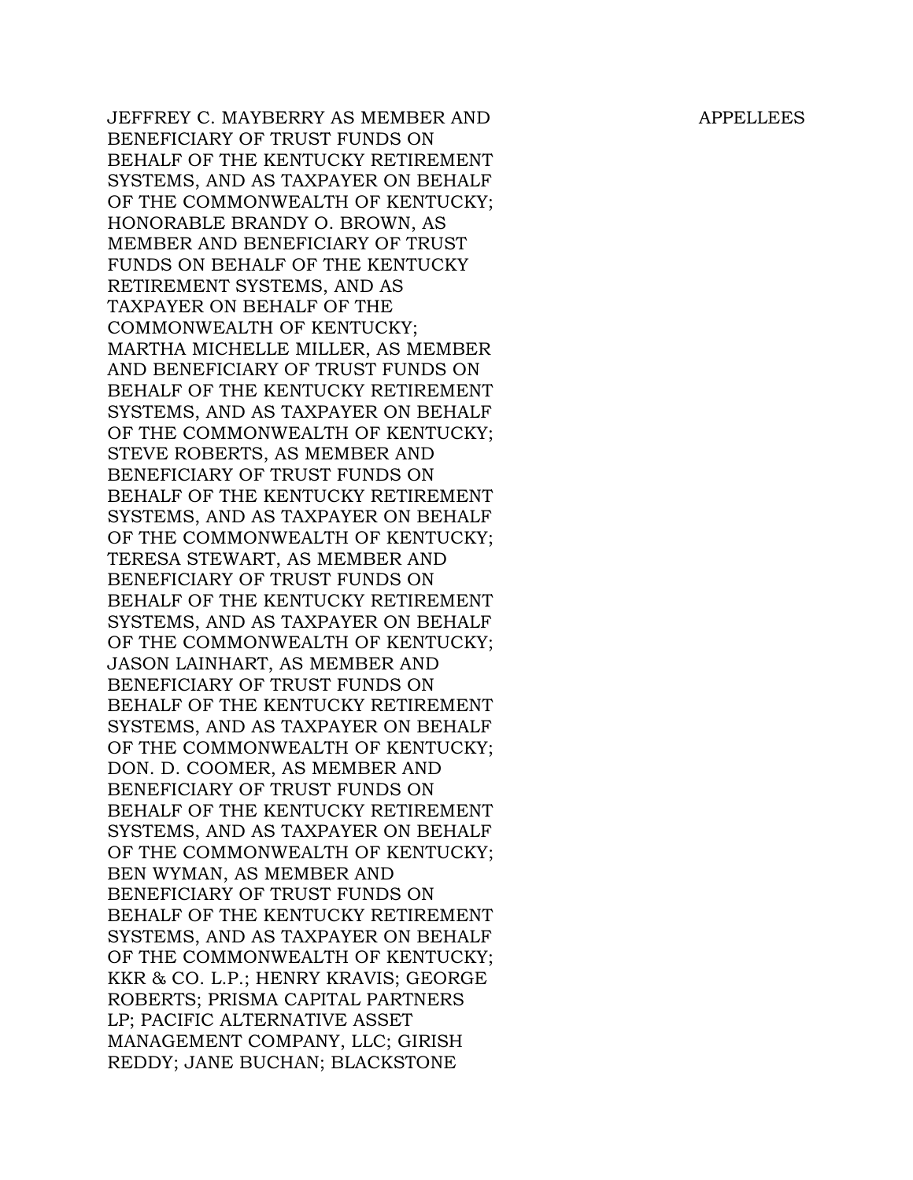JEFFREY C. MAYBERRY AS MEMBER AND BENEFICIARY OF TRUST FUNDS ON BEHALF OF THE KENTUCKY RETIREMENT SYSTEMS, AND AS TAXPAYER ON BEHALF OF THE COMMONWEALTH OF KENTUCKY; HONORABLE BRANDY O. BROWN, AS MEMBER AND BENEFICIARY OF TRUST FUNDS ON BEHALF OF THE KENTUCKY RETIREMENT SYSTEMS, AND AS TAXPAYER ON BEHALF OF THE COMMONWEALTH OF KENTUCKY; MARTHA MICHELLE MILLER, AS MEMBER AND BENEFICIARY OF TRUST FUNDS ON BEHALF OF THE KENTUCKY RETIREMENT SYSTEMS, AND AS TAXPAYER ON BEHALF OF THE COMMONWEALTH OF KENTUCKY; STEVE ROBERTS, AS MEMBER AND BENEFICIARY OF TRUST FUNDS ON BEHALF OF THE KENTUCKY RETIREMENT SYSTEMS, AND AS TAXPAYER ON BEHALF OF THE COMMONWEALTH OF KENTUCKY; TERESA STEWART, AS MEMBER AND BENEFICIARY OF TRUST FUNDS ON BEHALF OF THE KENTUCKY RETIREMENT SYSTEMS, AND AS TAXPAYER ON BEHALF OF THE COMMONWEALTH OF KENTUCKY; JASON LAINHART, AS MEMBER AND BENEFICIARY OF TRUST FUNDS ON BEHALF OF THE KENTUCKY RETIREMENT SYSTEMS, AND AS TAXPAYER ON BEHALF OF THE COMMONWEALTH OF KENTUCKY; DON. D. COOMER, AS MEMBER AND BENEFICIARY OF TRUST FUNDS ON BEHALF OF THE KENTUCKY RETIREMENT SYSTEMS, AND AS TAXPAYER ON BEHALF OF THE COMMONWEALTH OF KENTUCKY; BEN WYMAN, AS MEMBER AND BENEFICIARY OF TRUST FUNDS ON BEHALF OF THE KENTUCKY RETIREMENT SYSTEMS, AND AS TAXPAYER ON BEHALF OF THE COMMONWEALTH OF KENTUCKY; KKR & CO. L.P.; HENRY KRAVIS; GEORGE ROBERTS; PRISMA CAPITAL PARTNERS LP; PACIFIC ALTERNATIVE ASSET MANAGEMENT COMPANY, LLC; GIRISH REDDY; JANE BUCHAN; BLACKSTONE

APPELLEES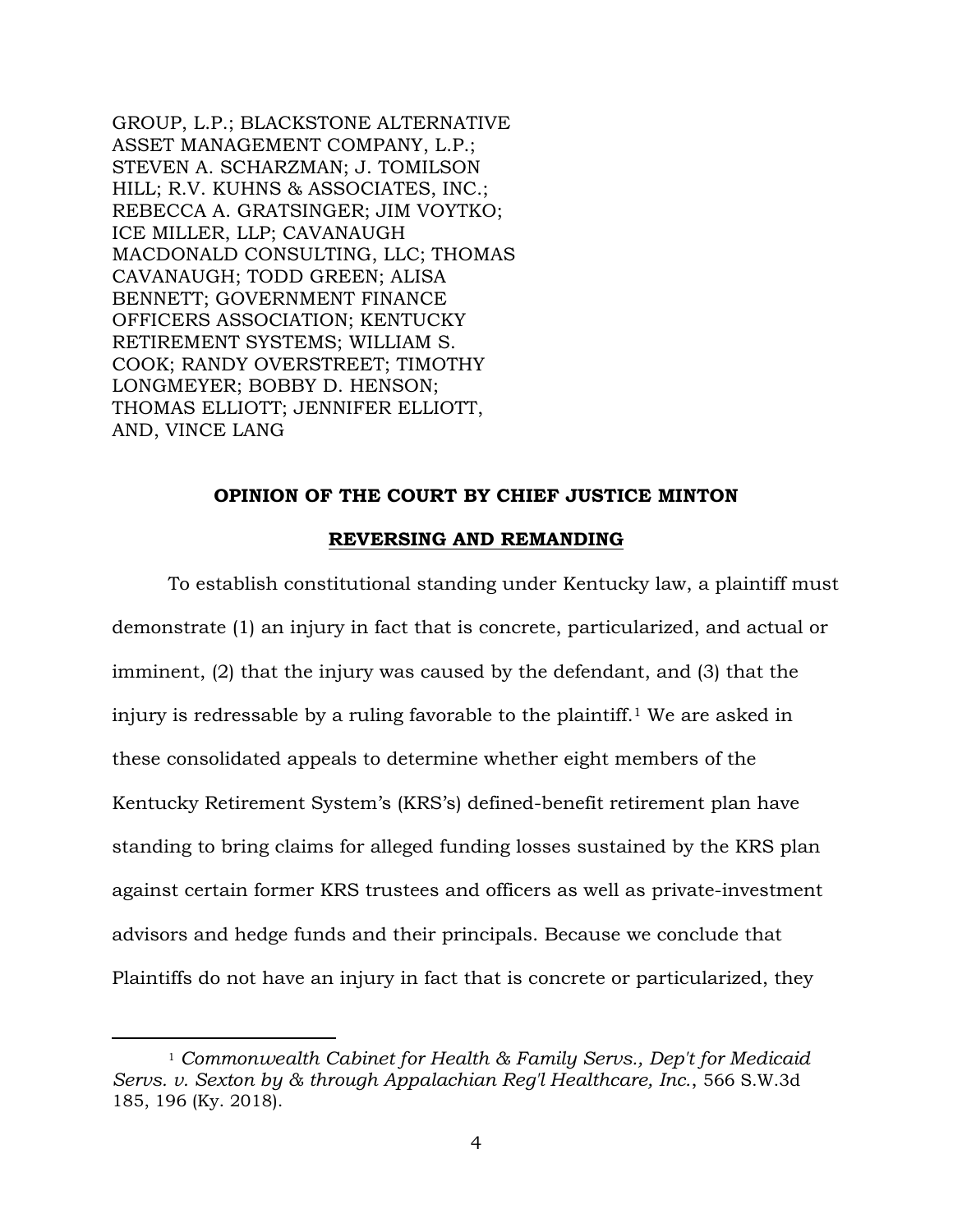GROUP, L.P.; BLACKSTONE ALTERNATIVE ASSET MANAGEMENT COMPANY, L.P.; STEVEN A. SCHARZMAN; J. TOMILSON HILL; R.V. KUHNS & ASSOCIATES, INC.; REBECCA A. GRATSINGER; JIM VOYTKO; ICE MILLER, LLP; CAVANAUGH MACDONALD CONSULTING, LLC; THOMAS CAVANAUGH; TODD GREEN; ALISA BENNETT; GOVERNMENT FINANCE OFFICERS ASSOCIATION; KENTUCKY RETIREMENT SYSTEMS; WILLIAM S. COOK; RANDY OVERSTREET; TIMOTHY LONGMEYER; BOBBY D. HENSON; THOMAS ELLIOTT; JENNIFER ELLIOTT, AND, VINCE LANG

**OPINION OF THE COURT BY CHIEF JUSTICE MINTON**

**REVERSING AND REMANDING**

To establish constitutional standing under Kentucky law, a plaintiff must demonstrate (1) an injury in fact that is concrete, particularized, and actual or imminent, (2) that the injury was caused by the defendant, and (3) that the injury is redressable by a ruling favorable to the plaintiff.[1] We are asked in these consolidated appeals to determine whether eight members of the Kentucky Retirement System's (KRS's) defined-benefit retirement plan have standing to bring claims for alleged funding losses sustained by the KRS plan against certain former KRS trustees and officers as well as private-investment advisors and hedge funds and their principals. Because we conclude that Plaintiffs do not have an injury in fact that is concrete or particularized, they

[1] *Commonwealth Cabinet for Health & Family Servs., Dep't for Medicaid Servs. v. Sexton by & through Appalachian Reg'l Healthcare, Inc.*, 566 S.W.3d 185, 196 (Ky. 2018).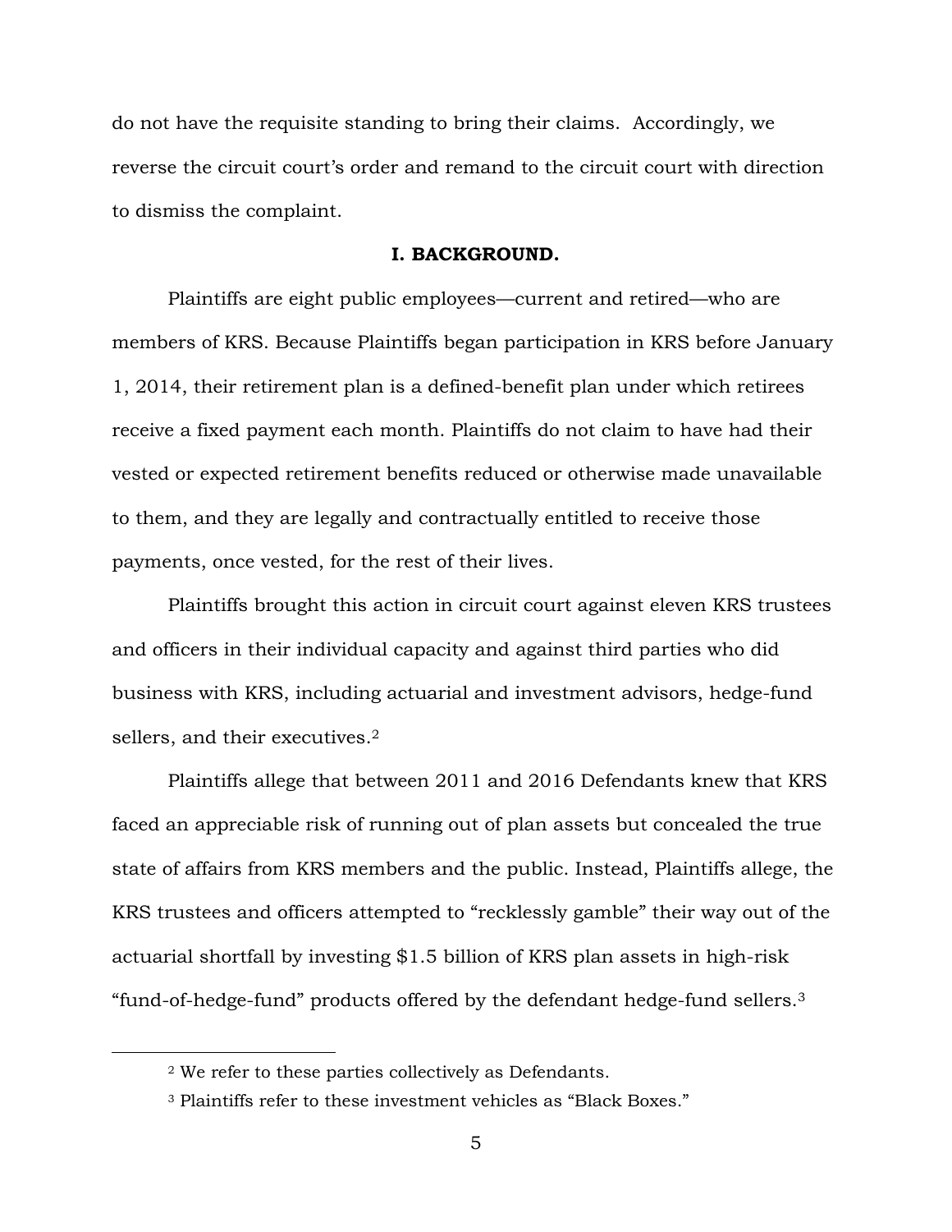do not have the requisite standing to bring their claims. Accordingly, we reverse the circuit court's order and remand to the circuit court with direction to dismiss the complaint.

## I. BACKGROUND.

Plaintiffs are eight public employees—current and retired—who are members of KRS. Because Plaintiffs began participation in KRS before January 1, 2014, their retirement plan is a defined-benefit plan under which retirees receive a fixed payment each month. Plaintiffs do not claim to have had their vested or expected retirement benefits reduced or otherwise made unavailable to them, and they are legally and contractually entitled to receive those payments, once vested, for the rest of their lives.

Plaintiffs brought this action in circuit court against eleven KRS trustees and officers in their individual capacity and against third parties who did business with KRS, including actuarial and investment advisors, hedge-fund sellers, and their executives.[2]

Plaintiffs allege that between 2011 and 2016 Defendants knew that KRS faced an appreciable risk of running out of plan assets but concealed the true state of affairs from KRS members and the public. Instead, Plaintiffs allege, the KRS trustees and officers attempted to "recklessly gamble" their way out of the actuarial shortfall by investing $1.5 billion of KRS plan assets in high-risk "fund-of-hedge-fund" products offered by the defendant hedge-fund sellers.[3]

---

[2] We refer to these parties collectively as Defendants.

[3] Plaintiffs refer to these investment vehicles as "Black Boxes."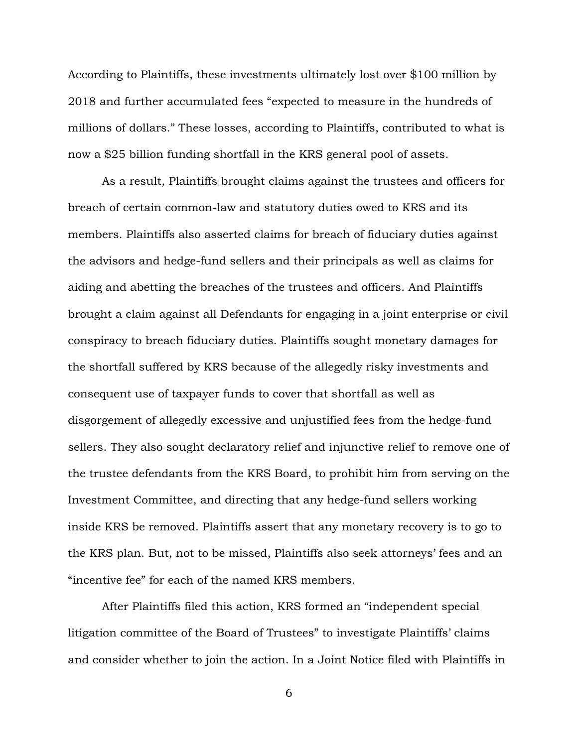According to Plaintiffs, these investments ultimately lost over $100 million by 2018 and further accumulated fees "expected to measure in the hundreds of millions of dollars." These losses, according to Plaintiffs, contributed to what is now a $25 billion funding shortfall in the KRS general pool of assets.

As a result, Plaintiffs brought claims against the trustees and officers for breach of certain common-law and statutory duties owed to KRS and its members. Plaintiffs also asserted claims for breach of fiduciary duties against the advisors and hedge-fund sellers and their principals as well as claims for aiding and abetting the breaches of the trustees and officers. And Plaintiffs brought a claim against all Defendants for engaging in a joint enterprise or civil conspiracy to breach fiduciary duties. Plaintiffs sought monetary damages for the shortfall suffered by KRS because of the allegedly risky investments and consequent use of taxpayer funds to cover that shortfall as well as disgorgement of allegedly excessive and unjustified fees from the hedge-fund sellers. They also sought declaratory relief and injunctive relief to remove one of the trustee defendants from the KRS Board, to prohibit him from serving on the Investment Committee, and directing that any hedge-fund sellers working inside KRS be removed. Plaintiffs assert that any monetary recovery is to go to the KRS plan. But, not to be missed, Plaintiffs also seek attorneys' fees and an "incentive fee" for each of the named KRS members.

After Plaintiffs filed this action, KRS formed an "independent special litigation committee of the Board of Trustees" to investigate Plaintiffs' claims and consider whether to join the action. In a Joint Notice filed with Plaintiffs in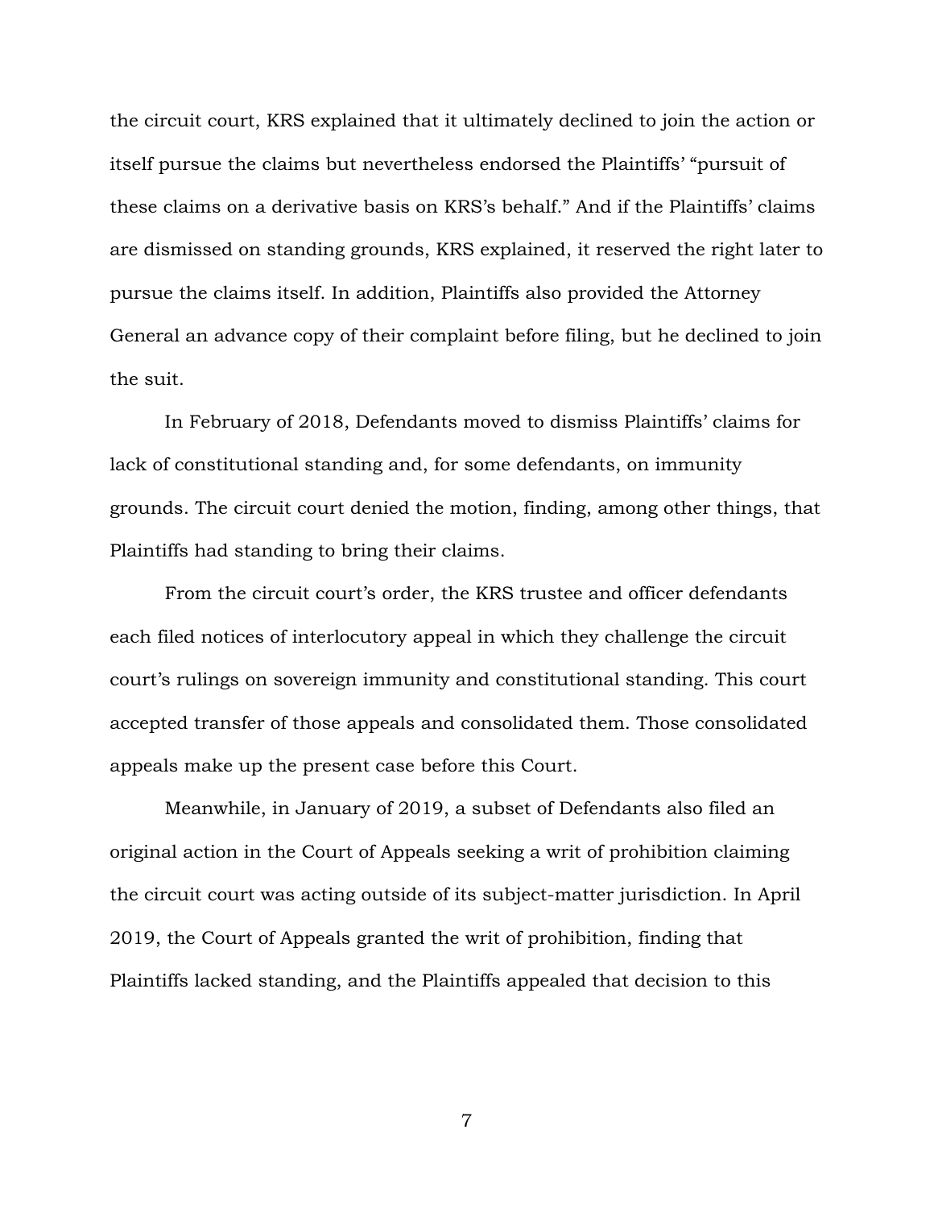the circuit court, KRS explained that it ultimately declined to join the action or itself pursue the claims but nevertheless endorsed the Plaintiffs' "pursuit of these claims on a derivative basis on KRS's behalf." And if the Plaintiffs' claims are dismissed on standing grounds, KRS explained, it reserved the right later to pursue the claims itself. In addition, Plaintiffs also provided the Attorney General an advance copy of their complaint before filing, but he declined to join the suit.

In February of 2018, Defendants moved to dismiss Plaintiffs' claims for lack of constitutional standing and, for some defendants, on immunity grounds. The circuit court denied the motion, finding, among other things, that Plaintiffs had standing to bring their claims.

From the circuit court's order, the KRS trustee and officer defendants each filed notices of interlocutory appeal in which they challenge the circuit court's rulings on sovereign immunity and constitutional standing. This court accepted transfer of those appeals and consolidated them. Those consolidated appeals make up the present case before this Court.

Meanwhile, in January of 2019, a subset of Defendants also filed an original action in the Court of Appeals seeking a writ of prohibition claiming the circuit court was acting outside of its subject-matter jurisdiction. In April 2019, the Court of Appeals granted the writ of prohibition, finding that Plaintiffs lacked standing, and the Plaintiffs appealed that decision to this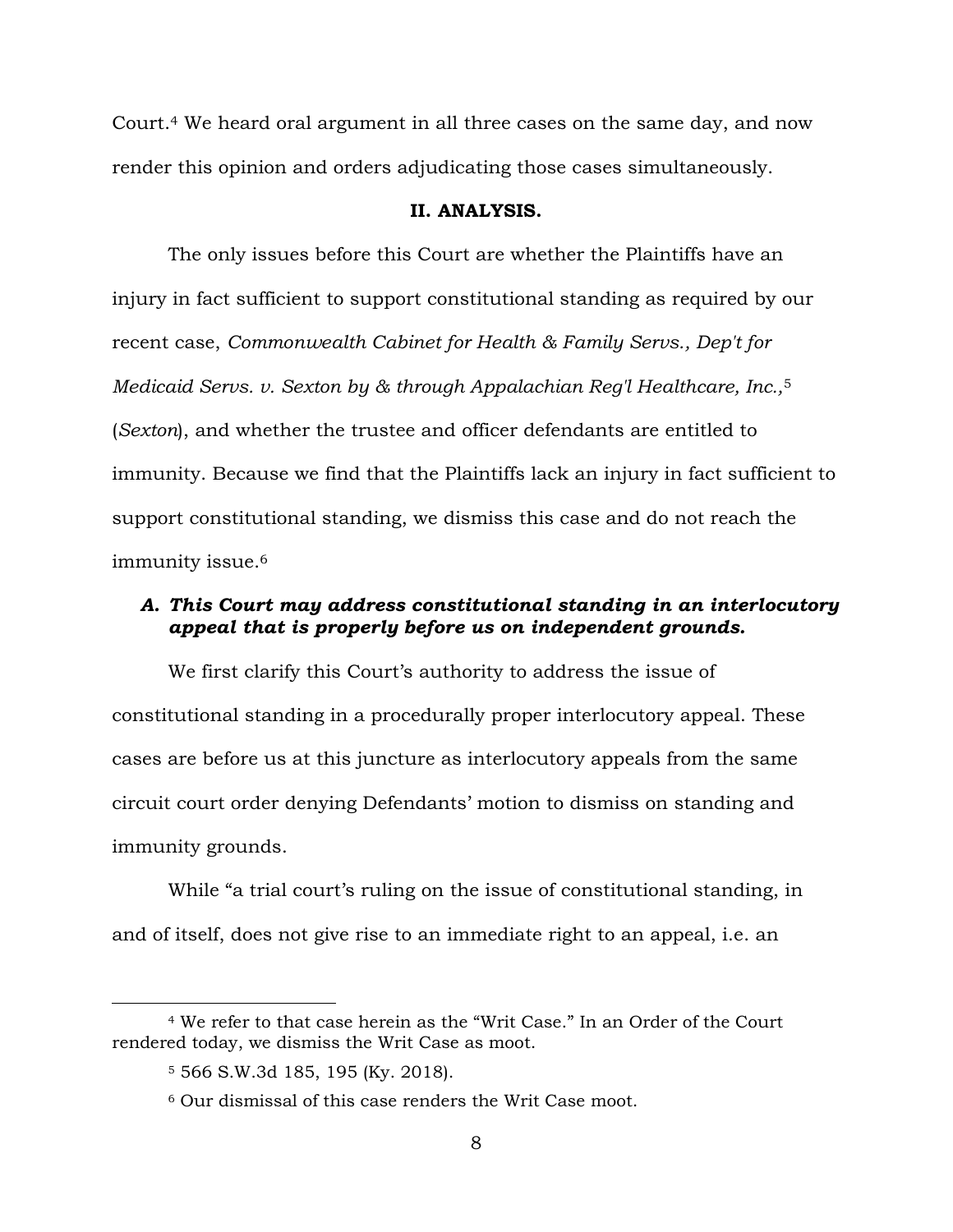Court.[4] We heard oral argument in all three cases on the same day, and now render this opinion and orders adjudicating those cases simultaneously.

## II. ANALYSIS.

The only issues before this Court are whether the Plaintiffs have an injury in fact sufficient to support constitutional standing as required by our recent case, *Commonwealth Cabinet for Health & Family Servs., Dep't for Medicaid Servs. v. Sexton by & through Appalachian Reg'l Healthcare, Inc.*,[5] (*Sexton*), and whether the trustee and officer defendants are entitled to immunity. Because we find that the Plaintiffs lack an injury in fact sufficient to support constitutional standing, we dismiss this case and do not reach the immunity issue.[6]

### *A. This Court may address constitutional standing in an interlocutory appeal that is properly before us on independent grounds.*

We first clarify this Court's authority to address the issue of constitutional standing in a procedurally proper interlocutory appeal. These cases are before us at this juncture as interlocutory appeals from the same circuit court order denying Defendants' motion to dismiss on standing and immunity grounds.

While "a trial court's ruling on the issue of constitutional standing, in and of itself, does not give rise to an immediate right to an appeal, i.e. an

---

[4] We refer to that case herein as the "Writ Case." In an Order of the Court rendered today, we dismiss the Writ Case as moot.

[5] 566 S.W.3d 185, 195 (Ky. 2018).

[6] Our dismissal of this case renders the Writ Case moot.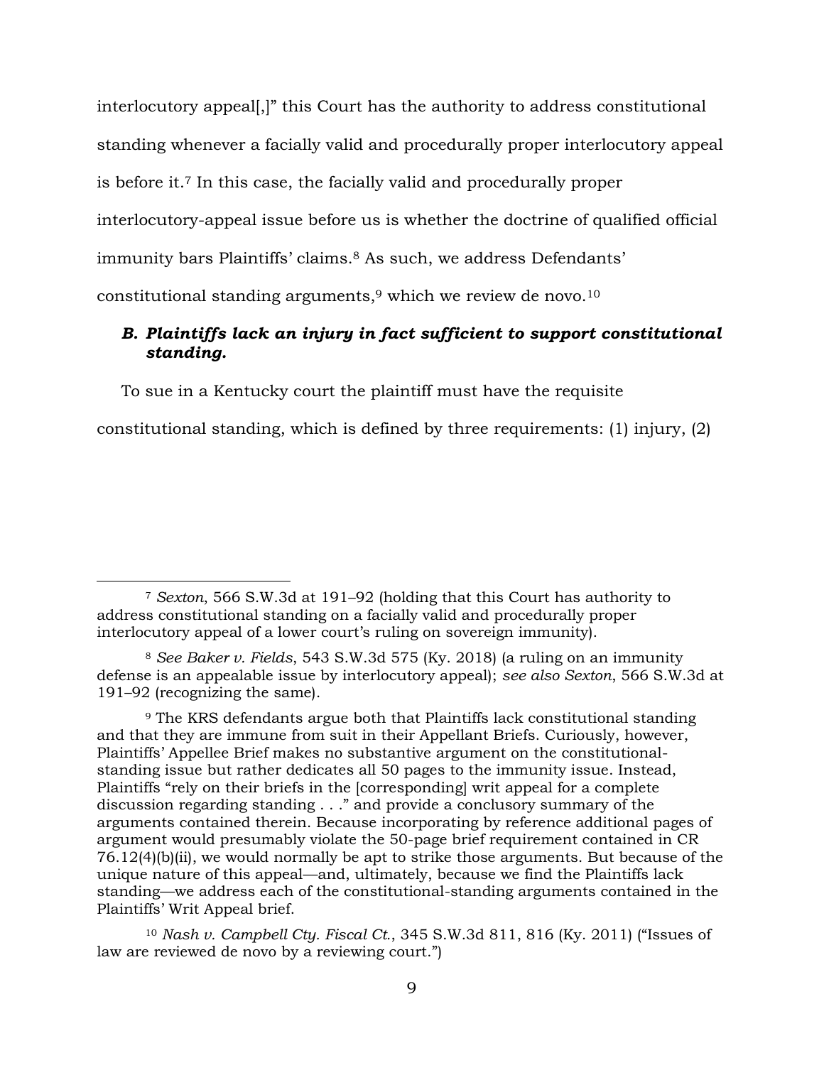interlocutory appeal[,]" this Court has the authority to address constitutional standing whenever a facially valid and procedurally proper interlocutory appeal is before it.[7] In this case, the facially valid and procedurally proper interlocutory-appeal issue before us is whether the doctrine of qualified official immunity bars Plaintiffs' claims.[8] As such, we address Defendants' constitutional standing arguments,[9] which we review de novo.[10]

### *B. Plaintiffs lack an injury in fact sufficient to support constitutional standing.*

To sue in a Kentucky court the plaintiff must have the requisite constitutional standing, which is defined by three requirements: (1) injury, (2)

---

[7] *Sexton*, 566 S.W.3d at 191–92 (holding that this Court has authority to address constitutional standing on a facially valid and procedurally proper interlocutory appeal of a lower court's ruling on sovereign immunity).

[8] *See Baker v. Fields*, 543 S.W.3d 575 (Ky. 2018) (a ruling on an immunity defense is an appealable issue by interlocutory appeal); *see also Sexton*, 566 S.W.3d at 191–92 (recognizing the same).

[9] The KRS defendants argue both that Plaintiffs lack constitutional standing and that they are immune from suit in their Appellant Briefs. Curiously, however, Plaintiffs' Appellee Brief makes no substantive argument on the constitutional-standing issue but rather dedicates all 50 pages to the immunity issue. Instead, Plaintiffs "rely on their briefs in the [corresponding] writ appeal for a complete discussion regarding standing . . ." and provide a conclusory summary of the arguments contained therein. Because incorporating by reference additional pages of argument would presumably violate the 50-page brief requirement contained in CR 76.12(4)(b)(ii), we would normally be apt to strike those arguments. But because of the unique nature of this appeal—and, ultimately, because we find the Plaintiffs lack standing—we address each of the constitutional-standing arguments contained in the Plaintiffs' Writ Appeal brief.

[10] *Nash v. Campbell Cty. Fiscal Ct.*, 345 S.W.3d 811, 816 (Ky. 2011) ("Issues of law are reviewed de novo by a reviewing court.")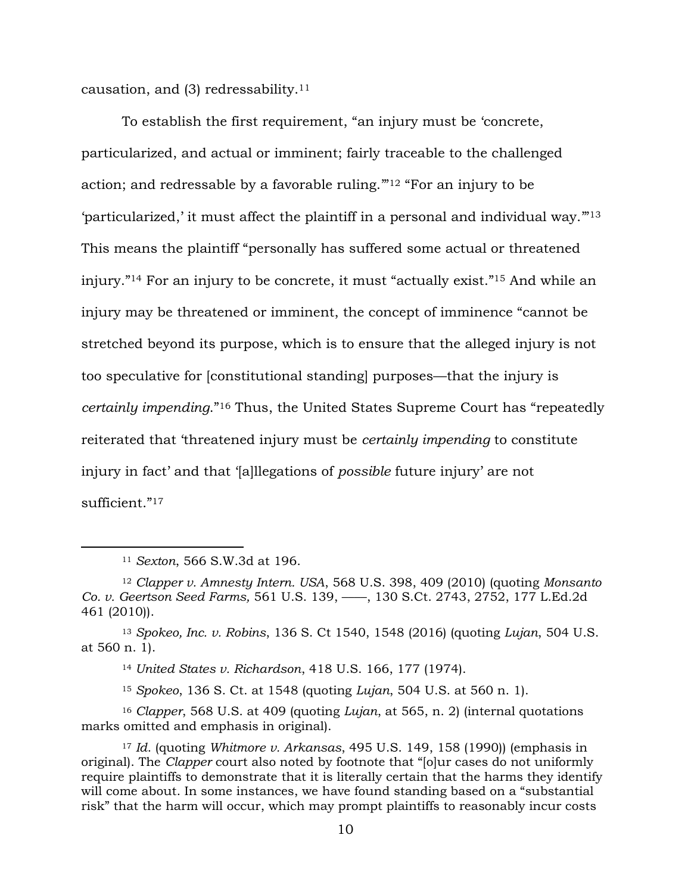causation, and (3) redressability.[11]

To establish the first requirement, "an injury must be 'concrete, particularized, and actual or imminent; fairly traceable to the challenged action; and redressable by a favorable ruling.'"[12] "For an injury to be 'particularized,' it must affect the plaintiff in a personal and individual way.'"[13] This means the plaintiff "personally has suffered some actual or threatened injury."[14] For an injury to be concrete, it must "actually exist."[15] And while an injury may be threatened or imminent, the concept of imminence "cannot be stretched beyond its purpose, which is to ensure that the alleged injury is not too speculative for [constitutional standing] purposes—that the injury is *certainly impending*."[16] Thus, the United States Supreme Court has "repeatedly reiterated that 'threatened injury must be *certainly impending* to constitute injury in fact' and that '[a]llegations of *possible* future injury' are not sufficient."[17]

---

[11] *Sexton*, 566 S.W.3d at 196.

[12] *Clapper v. Amnesty Intern. USA*, 568 U.S. 398, 409 (2010) (quoting *Monsanto Co. v. Geertson Seed Farms,* 561 U.S. 139, ——, 130 S.Ct. 2743, 2752, 177 L.Ed.2d 461 (2010)).

[13] *Spokeo, Inc. v. Robins*, 136 S. Ct 1540, 1548 (2016) (quoting *Lujan*, 504 U.S. at 560 n. 1).

[14] *United States v. Richardson*, 418 U.S. 166, 177 (1974).

[15] *Spokeo*, 136 S. Ct. at 1548 (quoting *Lujan*, 504 U.S. at 560 n. 1).

[16] *Clapper*, 568 U.S. at 409 (quoting *Lujan*, at 565, n. 2) (internal quotations marks omitted and emphasis in original).

[17] *Id.* (quoting *Whitmore v. Arkansas*, 495 U.S. 149, 158 (1990)) (emphasis in original). The *Clapper* court also noted by footnote that "[o]ur cases do not uniformly require plaintiffs to demonstrate that it is literally certain that the harms they identify will come about. In some instances, we have found standing based on a "substantial risk" that the harm will occur, which may prompt plaintiffs to reasonably incur costs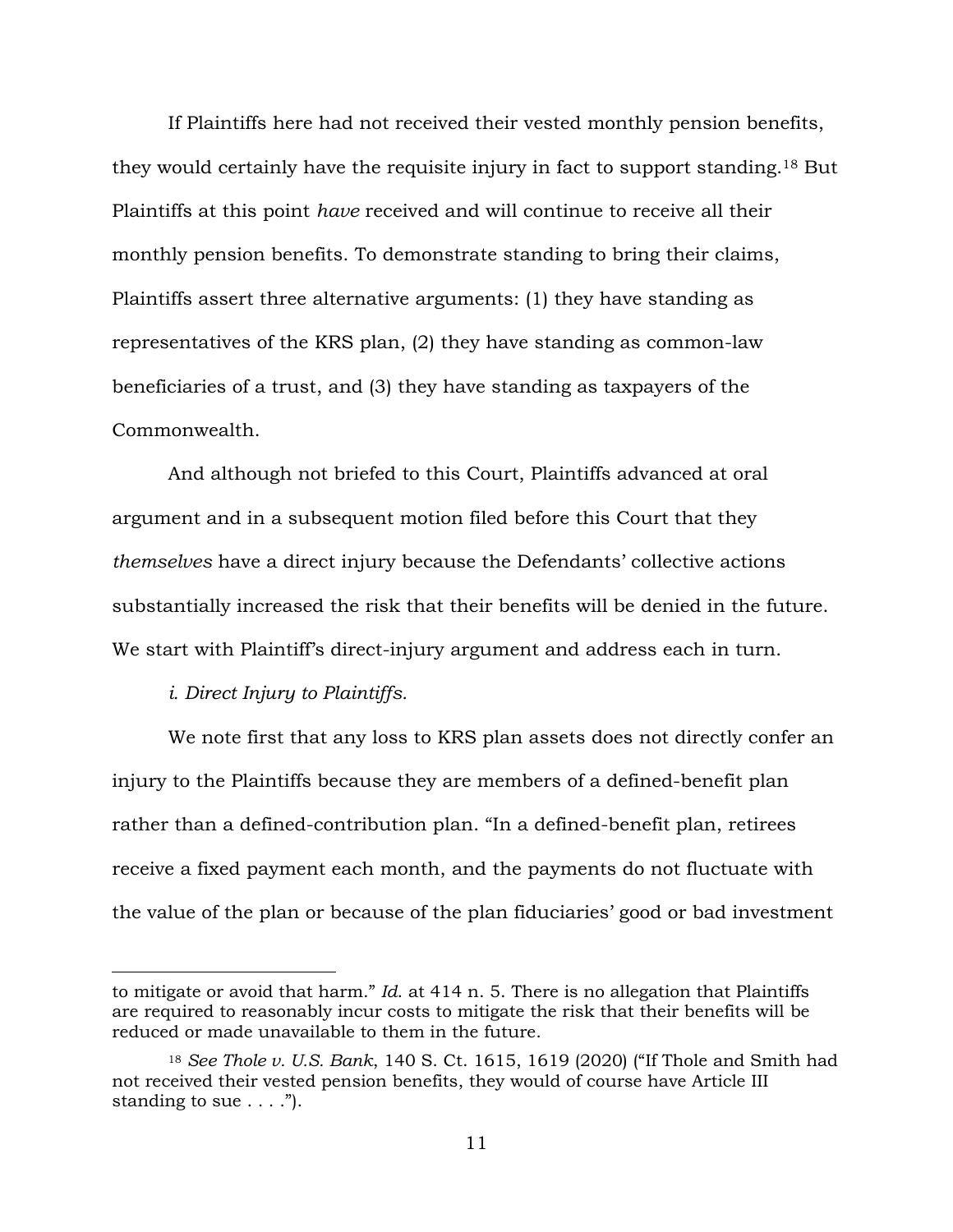If Plaintiffs here had not received their vested monthly pension benefits, they would certainly have the requisite injury in fact to support standing.[18] But Plaintiffs at this point *have* received and will continue to receive all their monthly pension benefits. To demonstrate standing to bring their claims, Plaintiffs assert three alternative arguments: (1) they have standing as representatives of the KRS plan, (2) they have standing as common-law beneficiaries of a trust, and (3) they have standing as taxpayers of the Commonwealth.

And although not briefed to this Court, Plaintiffs advanced at oral argument and in a subsequent motion filed before this Court that they *themselves* have a direct injury because the Defendants' collective actions substantially increased the risk that their benefits will be denied in the future. We start with Plaintiff's direct-injury argument and address each in turn.

*i. Direct Injury to Plaintiffs.*

We note first that any loss to KRS plan assets does not directly confer an injury to the Plaintiffs because they are members of a defined-benefit plan rather than a defined-contribution plan. "In a defined-benefit plan, retirees receive a fixed payment each month, and the payments do not fluctuate with the value of the plan or because of the plan fiduciaries' good or bad investment

---

to mitigate or avoid that harm." *Id.* at 414 n. 5. There is no allegation that Plaintiffs are required to reasonably incur costs to mitigate the risk that their benefits will be reduced or made unavailable to them in the future.

[18] *See Thole v. U.S. Bank*, 140 S. Ct. 1615, 1619 (2020) ("If Thole and Smith had not received their vested pension benefits, they would of course have Article III standing to sue . . . .").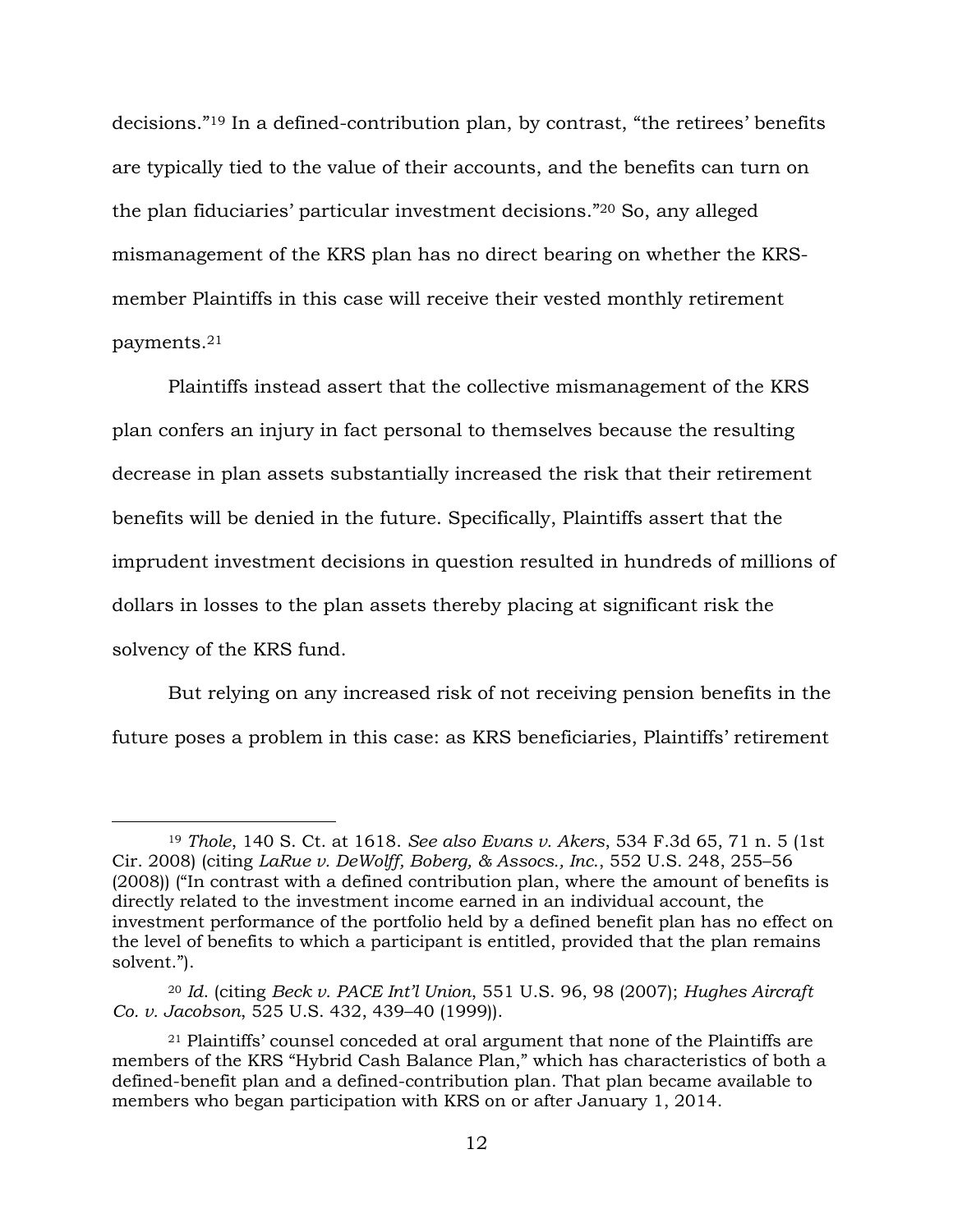decisions."[19] In a defined-contribution plan, by contrast, "the retirees' benefits are typically tied to the value of their accounts, and the benefits can turn on the plan fiduciaries' particular investment decisions."[20] So, any alleged mismanagement of the KRS plan has no direct bearing on whether the KRS-member Plaintiffs in this case will receive their vested monthly retirement payments.[21]

Plaintiffs instead assert that the collective mismanagement of the KRS plan confers an injury in fact personal to themselves because the resulting decrease in plan assets substantially increased the risk that their retirement benefits will be denied in the future. Specifically, Plaintiffs assert that the imprudent investment decisions in question resulted in hundreds of millions of dollars in losses to the plan assets thereby placing at significant risk the solvency of the KRS fund.

But relying on any increased risk of not receiving pension benefits in the future poses a problem in this case: as KRS beneficiaries, Plaintiffs' retirement

---

[19] *Thole*, 140 S. Ct. at 1618. *See also Evans v. Akers*, 534 F.3d 65, 71 n. 5 (1st Cir. 2008) (citing *LaRue v. DeWolff, Boberg, & Assocs., Inc.*, 552 U.S. 248, 255–56 (2008)) ("In contrast with a defined contribution plan, where the amount of benefits is directly related to the investment income earned in an individual account, the investment performance of the portfolio held by a defined benefit plan has no effect on the level of benefits to which a participant is entitled, provided that the plan remains solvent.").

[20] *Id.* (citing *Beck v. PACE Int'l Union*, 551 U.S. 96, 98 (2007); *Hughes Aircraft Co. v. Jacobson*, 525 U.S. 432, 439–40 (1999)).

[21] Plaintiffs' counsel conceded at oral argument that none of the Plaintiffs are members of the KRS "Hybrid Cash Balance Plan," which has characteristics of both a defined-benefit plan and a defined-contribution plan. That plan became available to members who began participation with KRS on or after January 1, 2014.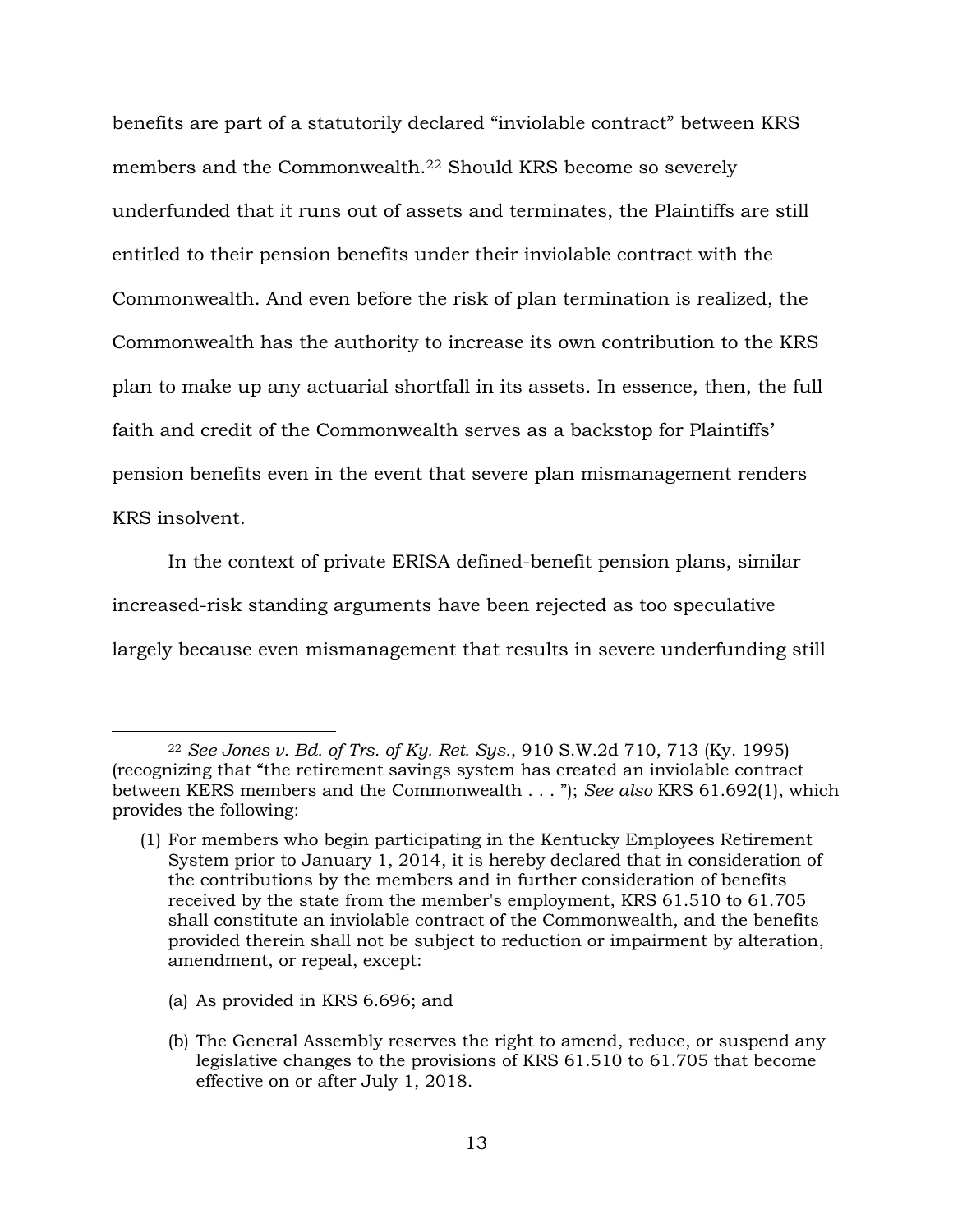benefits are part of a statutorily declared "inviolable contract" between KRS members and the Commonwealth.[22] Should KRS become so severely underfunded that it runs out of assets and terminates, the Plaintiffs are still entitled to their pension benefits under their inviolable contract with the Commonwealth. And even before the risk of plan termination is realized, the Commonwealth has the authority to increase its own contribution to the KRS plan to make up any actuarial shortfall in its assets. In essence, then, the full faith and credit of the Commonwealth serves as a backstop for Plaintiffs' pension benefits even in the event that severe plan mismanagement renders KRS insolvent.

In the context of private ERISA defined-benefit pension plans, similar increased-risk standing arguments have been rejected as too speculative largely because even mismanagement that results in severe underfunding still

---

[22] *See Jones v. Bd. of Trs. of Ky. Ret. Sys.*, 910 S.W.2d 710, 713 (Ky. 1995) (recognizing that "the retirement savings system has created an inviolable contract between KERS members and the Commonwealth . . . "); *See also* KRS 61.692(1), which provides the following:

> (1) For members who begin participating in the Kentucky Employees Retirement System prior to January 1, 2014, it is hereby declared that in consideration of the contributions by the members and in further consideration of benefits received by the state from the member's employment, KRS 61.510 to 61.705 shall constitute an inviolable contract of the Commonwealth, and the benefits provided therein shall not be subject to reduction or impairment by alteration, amendment, or repeal, except:
>
> (a) As provided in KRS 6.696; and
>
> (b) The General Assembly reserves the right to amend, reduce, or suspend any legislative changes to the provisions of KRS 61.510 to 61.705 that become effective on or after July 1, 2018.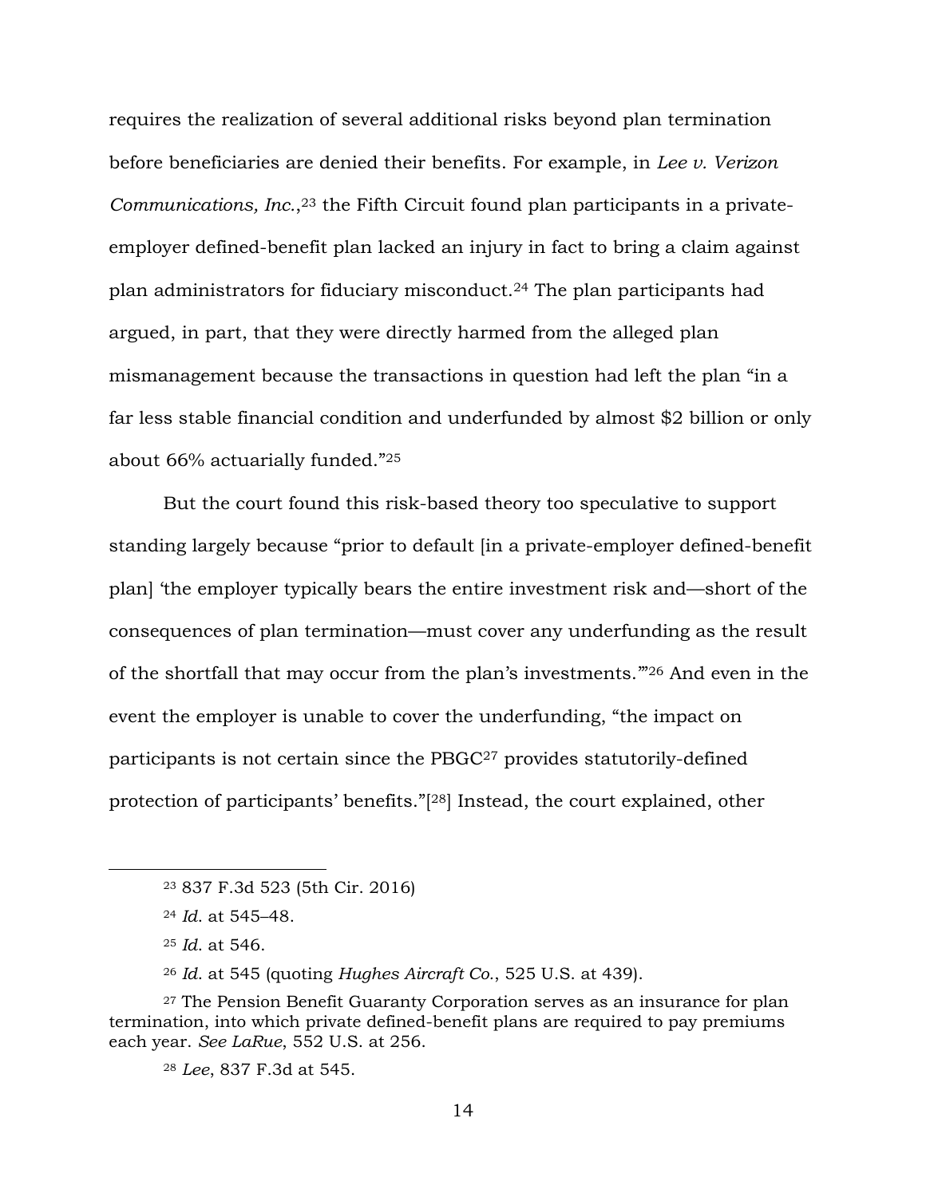requires the realization of several additional risks beyond plan termination before beneficiaries are denied their benefits. For example, in *Lee v. Verizon Communications, Inc.*,[23] the Fifth Circuit found plan participants in a private-employer defined-benefit plan lacked an injury in fact to bring a claim against plan administrators for fiduciary misconduct.[24] The plan participants had argued, in part, that they were directly harmed from the alleged plan mismanagement because the transactions in question had left the plan "in a far less stable financial condition and underfunded by almost $2 billion or only about 66% actuarially funded."[25]

But the court found this risk-based theory too speculative to support standing largely because "prior to default [in a private-employer defined-benefit plan] 'the employer typically bears the entire investment risk and—short of the consequences of plan termination—must cover any underfunding as the result of the shortfall that may occur from the plan's investments.'"[26] And even in the event the employer is unable to cover the underfunding, "the impact on participants is not certain since the PBGC[27] provides statutorily-defined protection of participants' benefits."[28] Instead, the court explained, other

---

[23] 837 F.3d 523 (5th Cir. 2016)

[24] *Id.* at 545–48.

[25] *Id.* at 546.

[26] *Id.* at 545 (quoting *Hughes Aircraft Co.*, 525 U.S. at 439).

[27] The Pension Benefit Guaranty Corporation serves as an insurance for plan termination, into which private defined-benefit plans are required to pay premiums each year. *See LaRue*, 552 U.S. at 256.

[28] *Lee*, 837 F.3d at 545.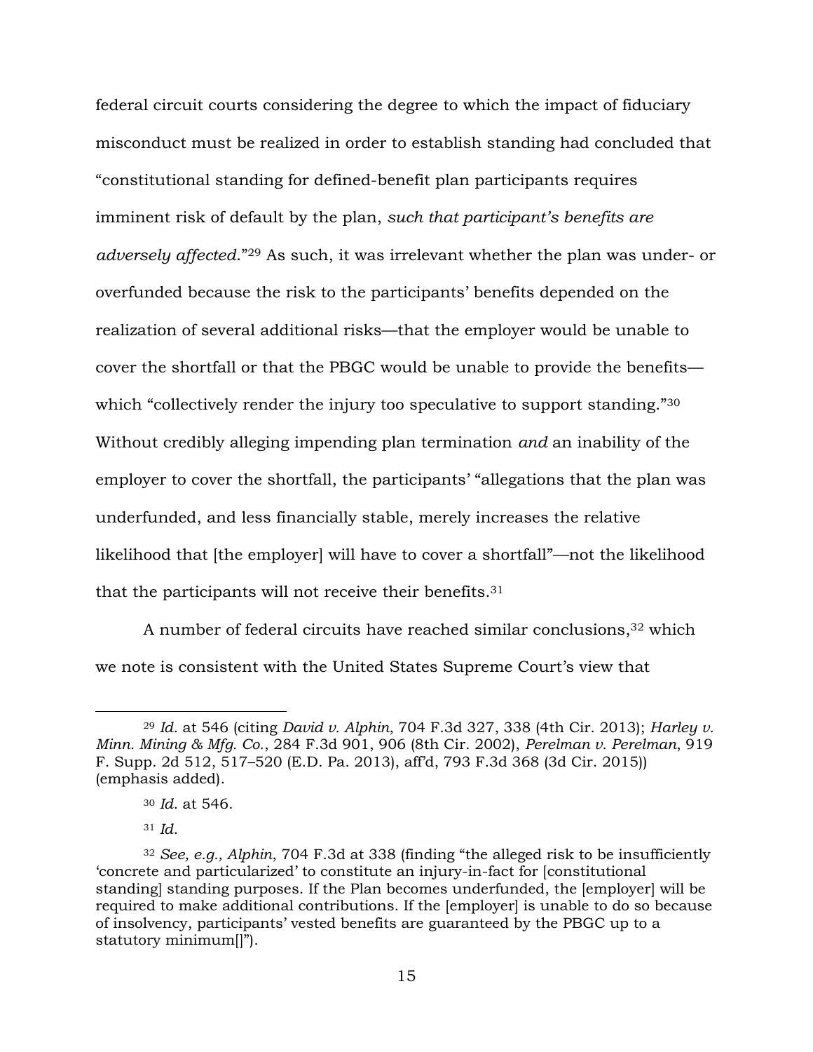federal circuit courts considering the degree to which the impact of fiduciary misconduct must be realized in order to establish standing had concluded that "constitutional standing for defined-benefit plan participants requires imminent risk of default by the plan, *such that participant's benefits are adversely affected*."[29] As such, it was irrelevant whether the plan was under- or overfunded because the risk to the participants' benefits depended on the realization of several additional risks—that the employer would be unable to cover the shortfall or that the PBGC would be unable to provide the benefits—which "collectively render the injury too speculative to support standing."[30] Without credibly alleging impending plan termination *and* an inability of the employer to cover the shortfall, the participants' "allegations that the plan was underfunded, and less financially stable, merely increases the relative likelihood that [the employer] will have to cover a shortfall"—not the likelihood that the participants will not receive their benefits.[31]

A number of federal circuits have reached similar conclusions,[32] which we note is consistent with the United States Supreme Court's view that

---

[29] *Id.* at 546 (citing *David v. Alphin*, 704 F.3d 327, 338 (4th Cir. 2013); *Harley v. Minn. Mining & Mfg. Co.*, 284 F.3d 901, 906 (8th Cir. 2002), *Perelman v. Perelman*, 919 F. Supp. 2d 512, 517–520 (E.D. Pa. 2013), aff'd, 793 F.3d 368 (3d Cir. 2015)) (emphasis added).

[30] *Id.* at 546.

[31] *Id.*

[32] *See, e.g., Alphin*, 704 F.3d at 338 (finding "the alleged risk to be insufficiently 'concrete and particularized' to constitute an injury-in-fact for [constitutional standing] standing purposes. If the Plan becomes underfunded, the [employer] will be required to make additional contributions. If the [employer] is unable to do so because of insolvency, participants' vested benefits are guaranteed by the PBGC up to a statutory minimum[]").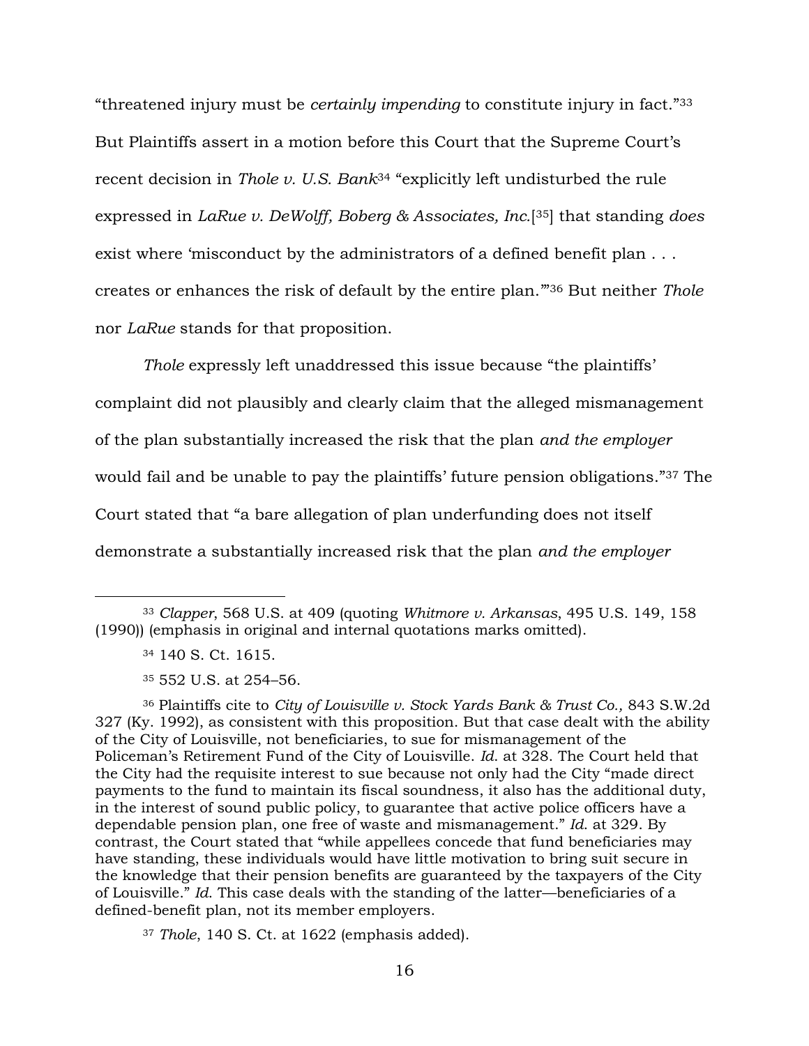"threatened injury must be *certainly impending* to constitute injury in fact."[33] But Plaintiffs assert in a motion before this Court that the Supreme Court's recent decision in *Thole v. U.S. Bank*[34] "explicitly left undisturbed the rule expressed in *LaRue v. DeWolff, Boberg & Associates, Inc.*[35] that standing *does* exist where 'misconduct by the administrators of a defined benefit plan . . . creates or enhances the risk of default by the entire plan.'"[36] But neither *Thole* nor *LaRue* stands for that proposition.

*Thole* expressly left unaddressed this issue because "the plaintiffs' complaint did not plausibly and clearly claim that the alleged mismanagement of the plan substantially increased the risk that the plan *and the employer* would fail and be unable to pay the plaintiffs' future pension obligations."[37] The Court stated that "a bare allegation of plan underfunding does not itself demonstrate a substantially increased risk that the plan *and the employer*

---

[33] *Clapper*, 568 U.S. at 409 (quoting *Whitmore v. Arkansas*, 495 U.S. 149, 158 (1990)) (emphasis in original and internal quotations marks omitted).

[34] 140 S. Ct. 1615.

[35] 552 U.S. at 254–56.

[36] Plaintiffs cite to *City of Louisville v. Stock Yards Bank & Trust Co.,* 843 S.W.2d 327 (Ky. 1992), as consistent with this proposition. But that case dealt with the ability of the City of Louisville, not beneficiaries, to sue for mismanagement of the Policeman's Retirement Fund of the City of Louisville. *Id.* at 328. The Court held that the City had the requisite interest to sue because not only had the City "made direct payments to the fund to maintain its fiscal soundness, it also has the additional duty, in the interest of sound public policy, to guarantee that active police officers have a dependable pension plan, one free of waste and mismanagement." *Id.* at 329. By contrast, the Court stated that "while appellees concede that fund beneficiaries may have standing, these individuals would have little motivation to bring suit secure in the knowledge that their pension benefits are guaranteed by the taxpayers of the City of Louisville." *Id.* This case deals with the standing of the latter—beneficiaries of a defined-benefit plan, not its member employers.

[37] *Thole*, 140 S. Ct. at 1622 (emphasis added).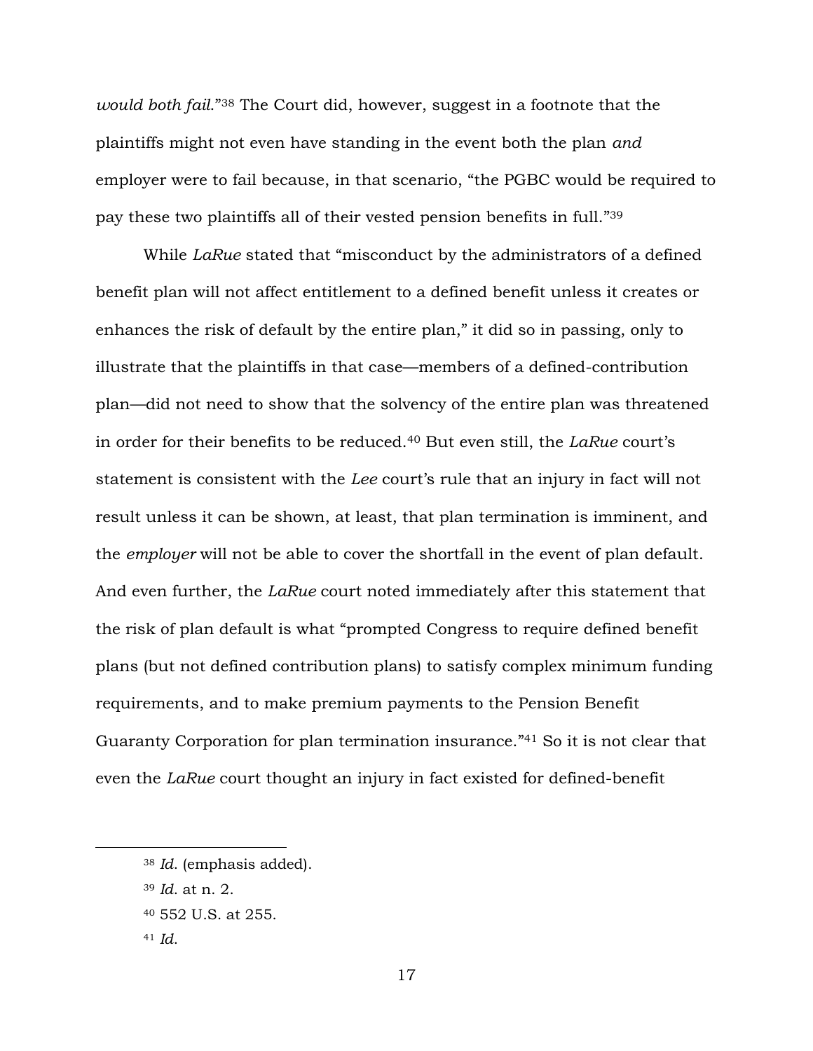*would both fail*."[38] The Court did, however, suggest in a footnote that the plaintiffs might not even have standing in the event both the plan *and* employer were to fail because, in that scenario, "the PGBC would be required to pay these two plaintiffs all of their vested pension benefits in full."[39]

While *LaRue* stated that "misconduct by the administrators of a defined benefit plan will not affect entitlement to a defined benefit unless it creates or enhances the risk of default by the entire plan," it did so in passing, only to illustrate that the plaintiffs in that case—members of a defined-contribution plan—did not need to show that the solvency of the entire plan was threatened in order for their benefits to be reduced.[40] But even still, the *LaRue* court's statement is consistent with the *Lee* court's rule that an injury in fact will not result unless it can be shown, at least, that plan termination is imminent, and the *employer* will not be able to cover the shortfall in the event of plan default. And even further, the *LaRue* court noted immediately after this statement that the risk of plan default is what "prompted Congress to require defined benefit plans (but not defined contribution plans) to satisfy complex minimum funding requirements, and to make premium payments to the Pension Benefit Guaranty Corporation for plan termination insurance."[41] So it is not clear that even the *LaRue* court thought an injury in fact existed for defined-benefit

---

[38] *Id.* (emphasis added).

[39] *Id.* at n. 2.

[40] 552 U.S. at 255.

[41] *Id.*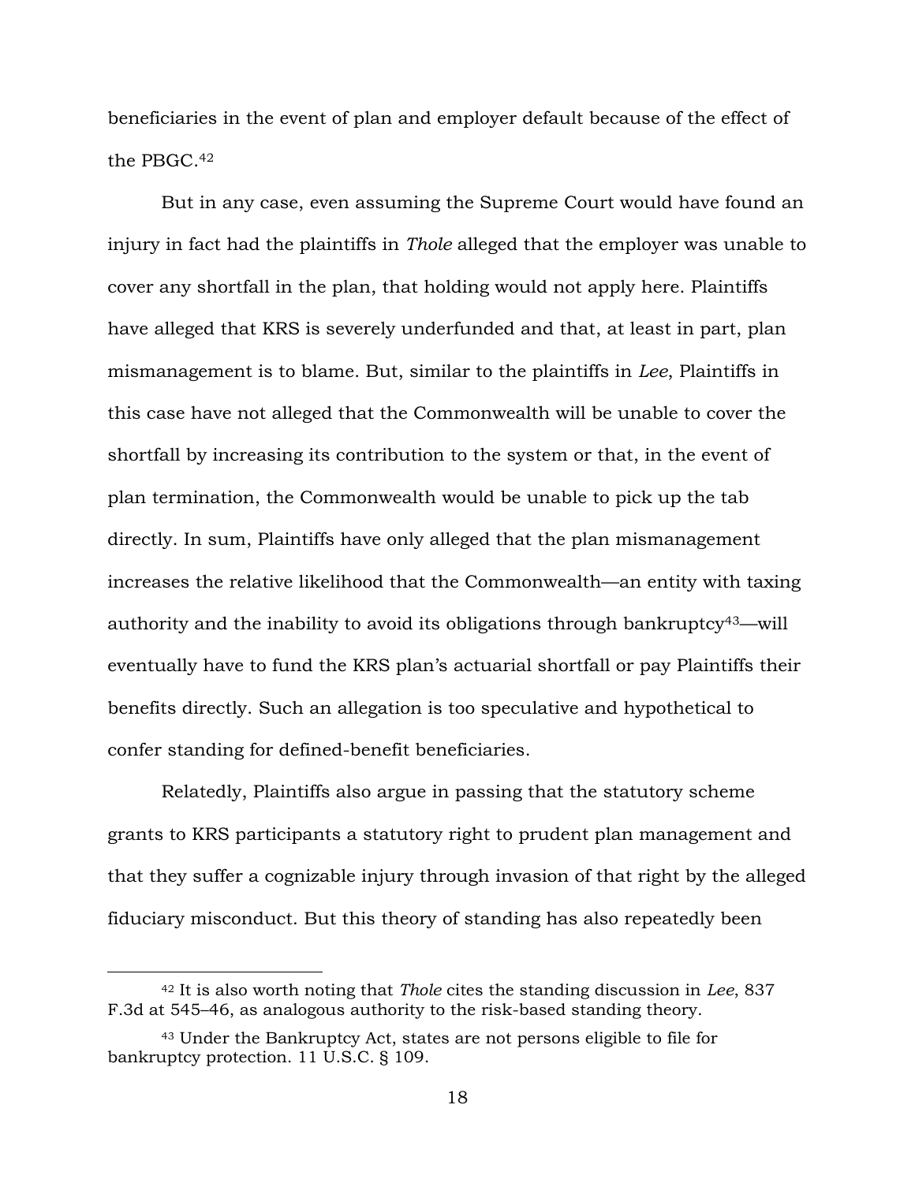beneficiaries in the event of plan and employer default because of the effect of the PBGC.[42]

But in any case, even assuming the Supreme Court would have found an injury in fact had the plaintiffs in *Thole* alleged that the employer was unable to cover any shortfall in the plan, that holding would not apply here. Plaintiffs have alleged that KRS is severely underfunded and that, at least in part, plan mismanagement is to blame. But, similar to the plaintiffs in *Lee*, Plaintiffs in this case have not alleged that the Commonwealth will be unable to cover the shortfall by increasing its contribution to the system or that, in the event of plan termination, the Commonwealth would be unable to pick up the tab directly. In sum, Plaintiffs have only alleged that the plan mismanagement increases the relative likelihood that the Commonwealth—an entity with taxing authority and the inability to avoid its obligations through bankruptcy[43]—will eventually have to fund the KRS plan's actuarial shortfall or pay Plaintiffs their benefits directly. Such an allegation is too speculative and hypothetical to confer standing for defined-benefit beneficiaries.

Relatedly, Plaintiffs also argue in passing that the statutory scheme grants to KRS participants a statutory right to prudent plan management and that they suffer a cognizable injury through invasion of that right by the alleged fiduciary misconduct. But this theory of standing has also repeatedly been

---

[42] It is also worth noting that *Thole* cites the standing discussion in *Lee*, 837 F.3d at 545–46, as analogous authority to the risk-based standing theory.

[43] Under the Bankruptcy Act, states are not persons eligible to file for bankruptcy protection. 11 U.S.C. § 109.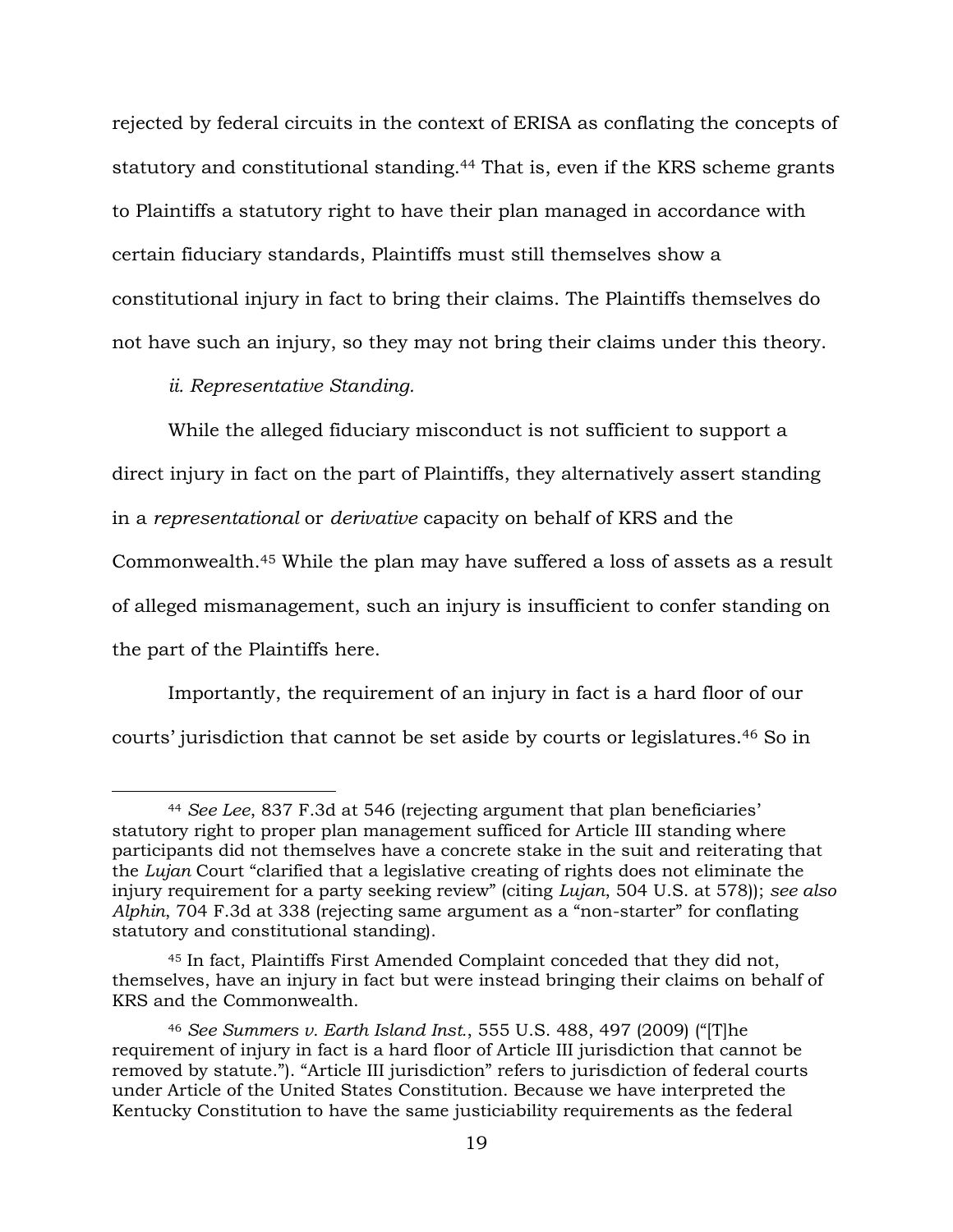rejected by federal circuits in the context of ERISA as conflating the concepts of statutory and constitutional standing.[44] That is, even if the KRS scheme grants to Plaintiffs a statutory right to have their plan managed in accordance with certain fiduciary standards, Plaintiffs must still themselves show a constitutional injury in fact to bring their claims. The Plaintiffs themselves do not have such an injury, so they may not bring their claims under this theory.

*ii. Representative Standing.*

While the alleged fiduciary misconduct is not sufficient to support a direct injury in fact on the part of Plaintiffs, they alternatively assert standing in a *representational* or *derivative* capacity on behalf of KRS and the Commonwealth.[45] While the plan may have suffered a loss of assets as a result of alleged mismanagement, such an injury is insufficient to confer standing on the part of the Plaintiffs here.

Importantly, the requirement of an injury in fact is a hard floor of our courts' jurisdiction that cannot be set aside by courts or legislatures.[46] So in

---

[44] *See Lee*, 837 F.3d at 546 (rejecting argument that plan beneficiaries' statutory right to proper plan management sufficed for Article III standing where participants did not themselves have a concrete stake in the suit and reiterating that the *Lujan* Court "clarified that a legislative creating of rights does not eliminate the injury requirement for a party seeking review" (citing *Lujan*, 504 U.S. at 578)); *see also Alphin*, 704 F.3d at 338 (rejecting same argument as a "non-starter" for conflating statutory and constitutional standing).

[45] In fact, Plaintiffs First Amended Complaint conceded that they did not, themselves, have an injury in fact but were instead bringing their claims on behalf of KRS and the Commonwealth.

[46] *See Summers v. Earth Island Inst.*, 555 U.S. 488, 497 (2009) ("[T]he requirement of injury in fact is a hard floor of Article III jurisdiction that cannot be removed by statute."). "Article III jurisdiction" refers to jurisdiction of federal courts under Article of the United States Constitution. Because we have interpreted the Kentucky Constitution to have the same justiciability requirements as the federal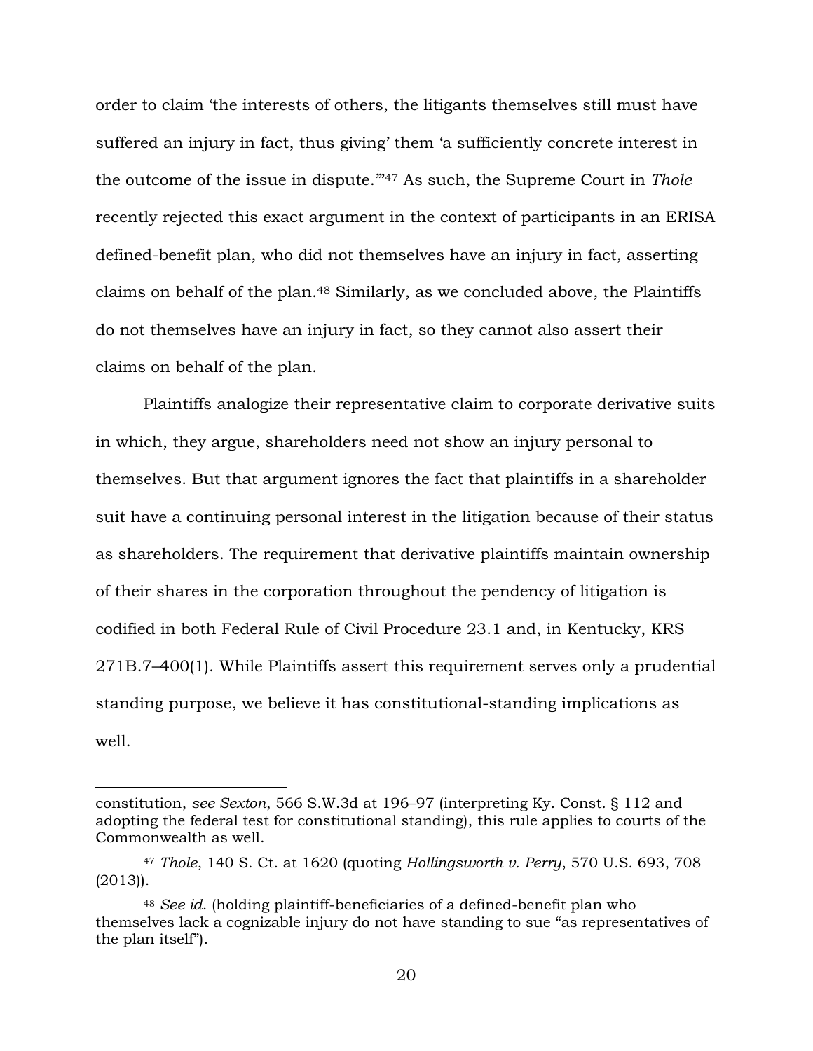order to claim 'the interests of others, the litigants themselves still must have suffered an injury in fact, thus giving' them 'a sufficiently concrete interest in the outcome of the issue in dispute.'"[47] As such, the Supreme Court in *Thole* recently rejected this exact argument in the context of participants in an ERISA defined-benefit plan, who did not themselves have an injury in fact, asserting claims on behalf of the plan.[48] Similarly, as we concluded above, the Plaintiffs do not themselves have an injury in fact, so they cannot also assert their claims on behalf of the plan.

Plaintiffs analogize their representative claim to corporate derivative suits in which, they argue, shareholders need not show an injury personal to themselves. But that argument ignores the fact that plaintiffs in a shareholder suit have a continuing personal interest in the litigation because of their status as shareholders. The requirement that derivative plaintiffs maintain ownership of their shares in the corporation throughout the pendency of litigation is codified in both Federal Rule of Civil Procedure 23.1 and, in Kentucky, KRS 271B.7–400(1). While Plaintiffs assert this requirement serves only a prudential standing purpose, we believe it has constitutional-standing implications as well.

---

constitution, *see Sexton*, 566 S.W.3d at 196–97 (interpreting Ky. Const. § 112 and adopting the federal test for constitutional standing), this rule applies to courts of the Commonwealth as well.

[47] *Thole*, 140 S. Ct. at 1620 (quoting *Hollingsworth v. Perry*, 570 U.S. 693, 708 (2013)).

[48] *See id.* (holding plaintiff-beneficiaries of a defined-benefit plan who themselves lack a cognizable injury do not have standing to sue "as representatives of the plan itself").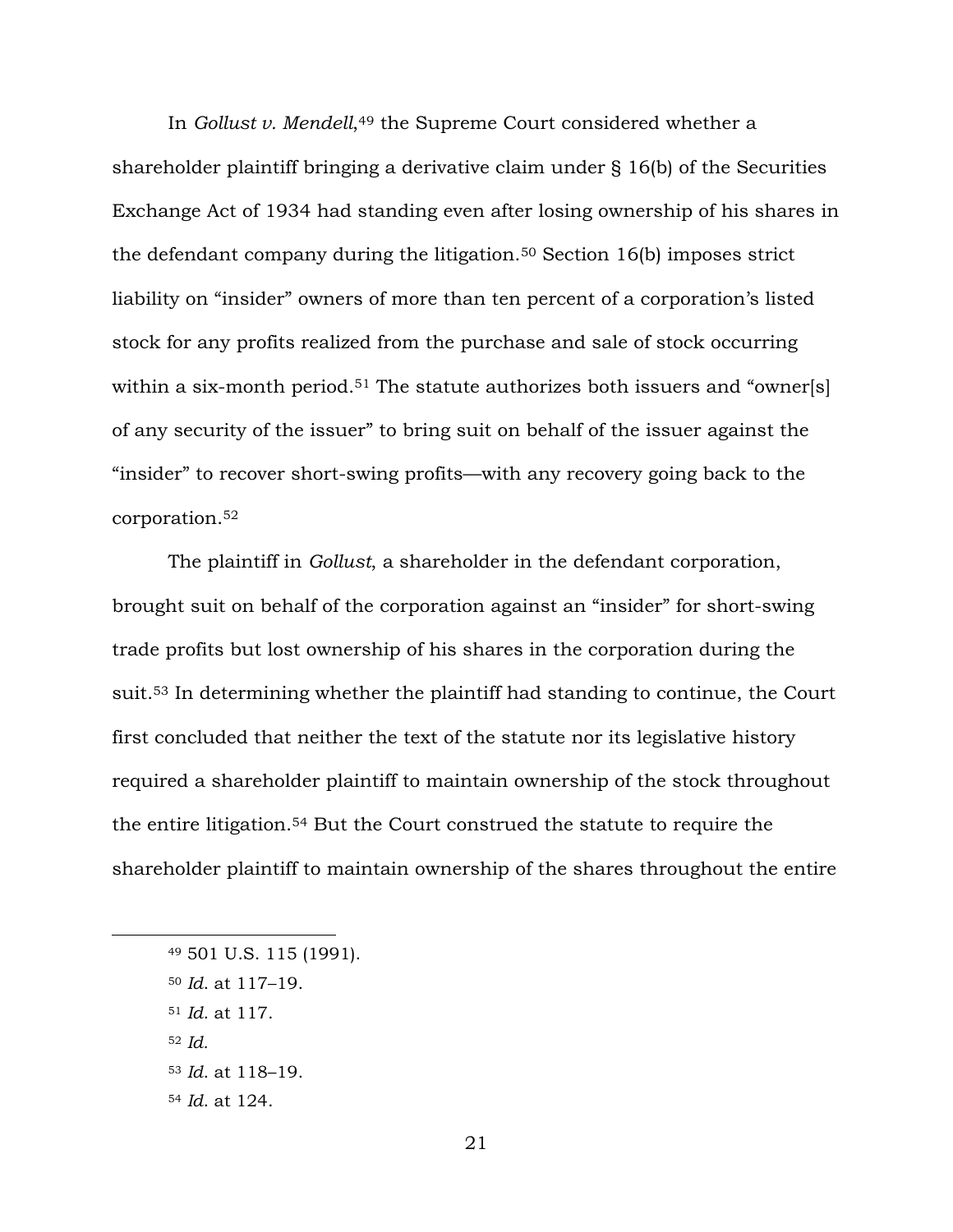In *Gollust v. Mendell*,[49] the Supreme Court considered whether a shareholder plaintiff bringing a derivative claim under § 16(b) of the Securities Exchange Act of 1934 had standing even after losing ownership of his shares in the defendant company during the litigation.[50] Section 16(b) imposes strict liability on "insider" owners of more than ten percent of a corporation's listed stock for any profits realized from the purchase and sale of stock occurring within a six-month period.[51] The statute authorizes both issuers and "owner[s] of any security of the issuer" to bring suit on behalf of the issuer against the "insider" to recover short-swing profits—with any recovery going back to the corporation.[52]

The plaintiff in *Gollust*, a shareholder in the defendant corporation, brought suit on behalf of the corporation against an "insider" for short-swing trade profits but lost ownership of his shares in the corporation during the suit.[53] In determining whether the plaintiff had standing to continue, the Court first concluded that neither the text of the statute nor its legislative history required a shareholder plaintiff to maintain ownership of the stock throughout the entire litigation.[54] But the Court construed the statute to require the shareholder plaintiff to maintain ownership of the shares throughout the entire

---

[49] 501 U.S. 115 (1991).

[50] *Id.* at 117–19.

[51] *Id.* at 117.

[52] *Id.*

[53] *Id.* at 118–19.

[54] *Id.* at 124.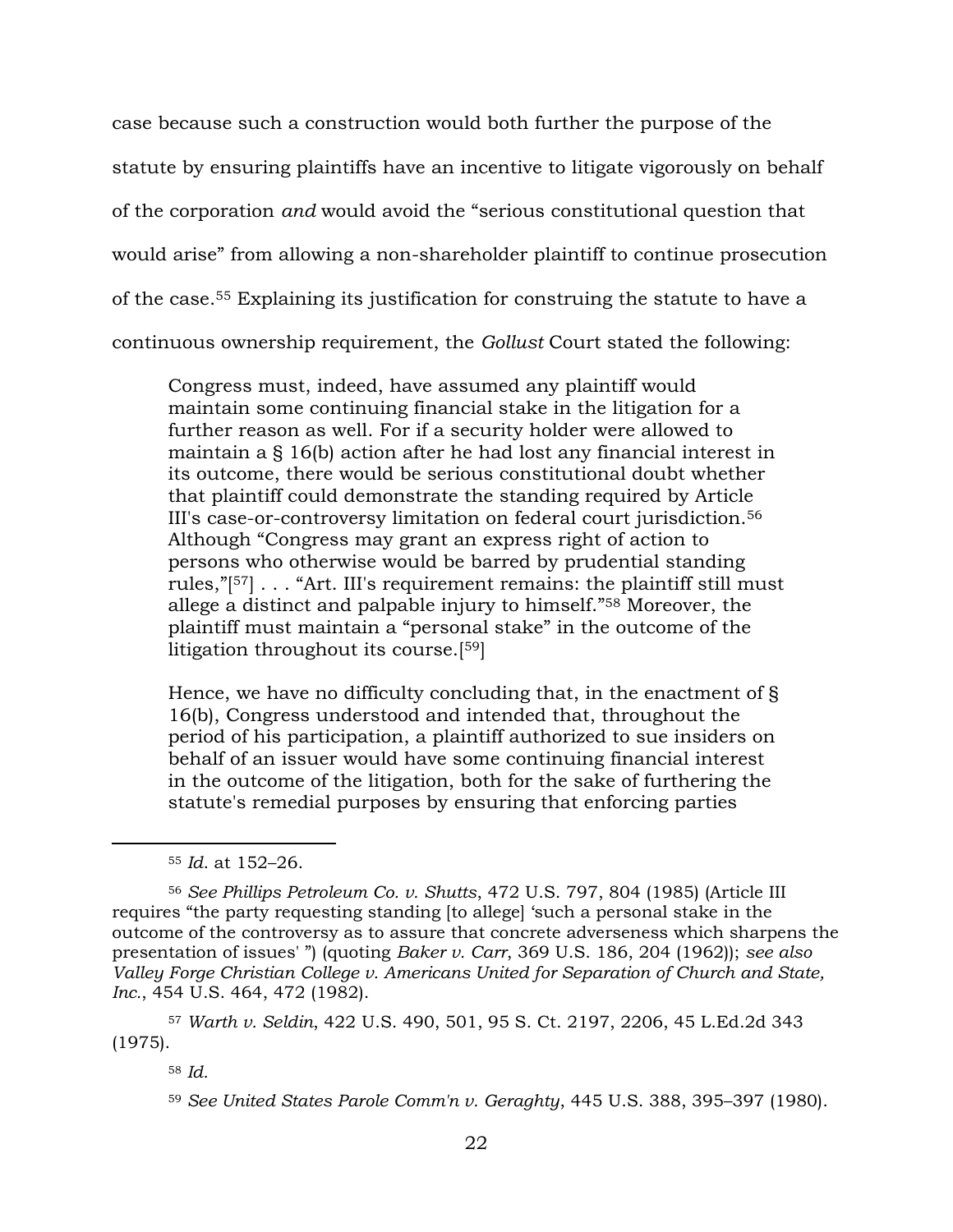case because such a construction would both further the purpose of the statute by ensuring plaintiffs have an incentive to litigate vigorously on behalf of the corporation *and* would avoid the "serious constitutional question that would arise" from allowing a non-shareholder plaintiff to continue prosecution of the case.[55] Explaining its justification for construing the statute to have a continuous ownership requirement, the *Gollust* Court stated the following:

> Congress must, indeed, have assumed any plaintiff would maintain some continuing financial stake in the litigation for a further reason as well. For if a security holder were allowed to maintain a § 16(b) action after he had lost any financial interest in its outcome, there would be serious constitutional doubt whether that plaintiff could demonstrate the standing required by Article III's case-or-controversy limitation on federal court jurisdiction.[56] Although "Congress may grant an express right of action to persons who otherwise would be barred by prudential standing rules,"[[57]] . . . "Art. III's requirement remains: the plaintiff still must allege a distinct and palpable injury to himself."[58] Moreover, the plaintiff must maintain a "personal stake" in the outcome of the litigation throughout its course.[[59]]
>
> Hence, we have no difficulty concluding that, in the enactment of § 16(b), Congress understood and intended that, throughout the period of his participation, a plaintiff authorized to sue insiders on behalf of an issuer would have some continuing financial interest in the outcome of the litigation, both for the sake of furthering the statute's remedial purposes by ensuring that enforcing parties

---

[55] *Id.* at 152–26.

[56] *See Phillips Petroleum Co. v. Shutts*, 472 U.S. 797, 804 (1985) (Article III requires "the party requesting standing [to allege] 'such a personal stake in the outcome of the controversy as to assure that concrete adverseness which sharpens the presentation of issues' ") (quoting *Baker v. Carr*, 369 U.S. 186, 204 (1962)); *see also Valley Forge Christian College v. Americans United for Separation of Church and State, Inc.*, 454 U.S. 464, 472 (1982).

[57] *Warth v. Seldin*, 422 U.S. 490, 501, 95 S. Ct. 2197, 2206, 45 L.Ed.2d 343 (1975).

[58] *Id.*

[59] *See United States Parole Comm'n v. Geraghty*, 445 U.S. 388, 395–397 (1980).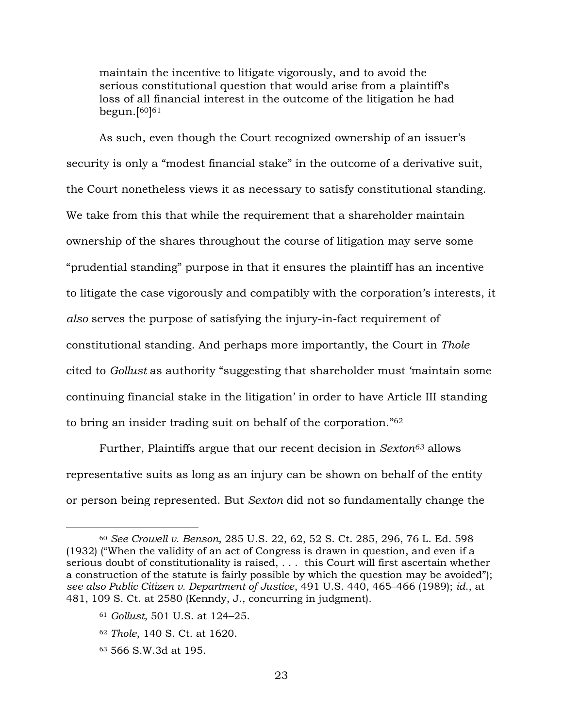> maintain the incentive to litigate vigorously, and to avoid the serious constitutional question that would arise from a plaintiff's loss of all financial interest in the outcome of the litigation he had begun.[60][61]

As such, even though the Court recognized ownership of an issuer's security is only a "modest financial stake" in the outcome of a derivative suit, the Court nonetheless views it as necessary to satisfy constitutional standing. We take from this that while the requirement that a shareholder maintain ownership of the shares throughout the course of litigation may serve some "prudential standing" purpose in that it ensures the plaintiff has an incentive to litigate the case vigorously and compatibly with the corporation's interests, it *also* serves the purpose of satisfying the injury-in-fact requirement of constitutional standing. And perhaps more importantly, the Court in *Thole* cited to *Gollust* as authority "suggesting that shareholder must 'maintain some continuing financial stake in the litigation' in order to have Article III standing to bring an insider trading suit on behalf of the corporation."[62]

Further, Plaintiffs argue that our recent decision in *Sexton*[63] allows representative suits as long as an injury can be shown on behalf of the entity or person being represented. But *Sexton* did not so fundamentally change the

---

[60] *See Crowell v. Benson*, 285 U.S. 22, 62, 52 S. Ct. 285, 296, 76 L. Ed. 598 (1932) ("When the validity of an act of Congress is drawn in question, and even if a serious doubt of constitutionality is raised, . . . this Court will first ascertain whether a construction of the statute is fairly possible by which the question may be avoided"); *see also Public Citizen v. Department of Justice*, 491 U.S. 440, 465–466 (1989); *id.*, at 481, 109 S. Ct. at 2580 (Kenndy, J., concurring in judgment).

[61] *Gollust*, 501 U.S. at 124–25.

[62] *Thole*, 140 S. Ct. at 1620.

[63] 566 S.W.3d at 195.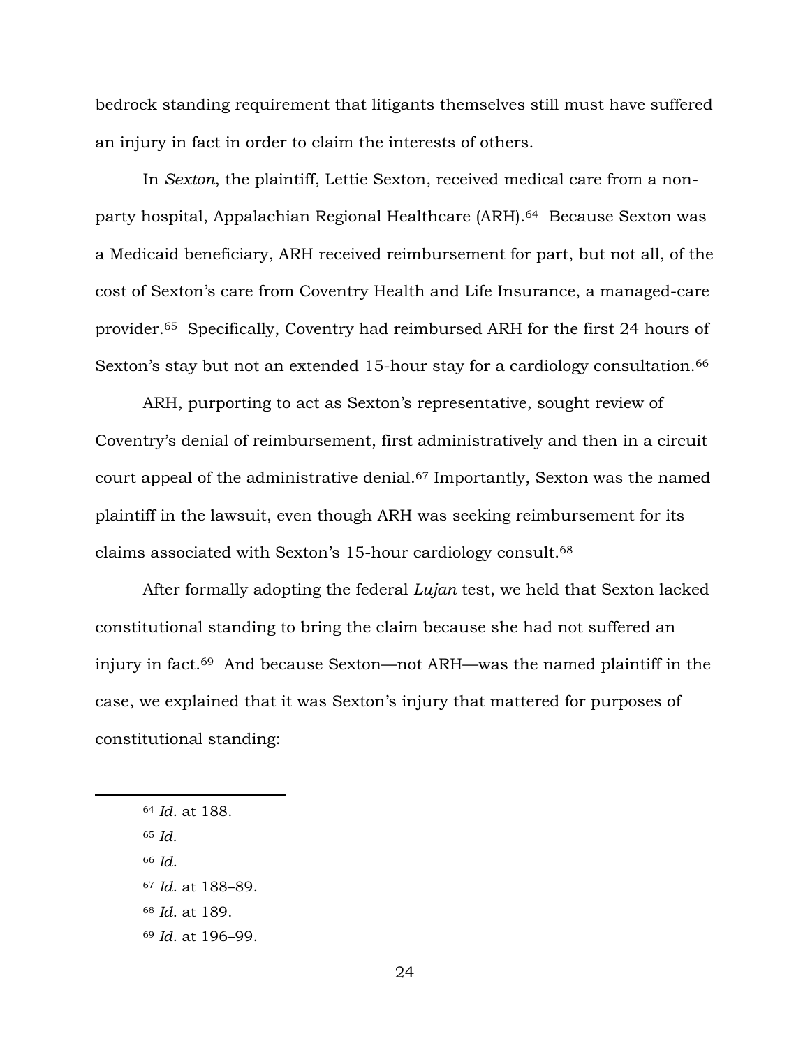bedrock standing requirement that litigants themselves still must have suffered an injury in fact in order to claim the interests of others.

In *Sexton*, the plaintiff, Lettie Sexton, received medical care from a non-party hospital, Appalachian Regional Healthcare (ARH).[64] Because Sexton was a Medicaid beneficiary, ARH received reimbursement for part, but not all, of the cost of Sexton's care from Coventry Health and Life Insurance, a managed-care provider.[65] Specifically, Coventry had reimbursed ARH for the first 24 hours of Sexton's stay but not an extended 15-hour stay for a cardiology consultation.[66]

ARH, purporting to act as Sexton's representative, sought review of Coventry's denial of reimbursement, first administratively and then in a circuit court appeal of the administrative denial.[67] Importantly, Sexton was the named plaintiff in the lawsuit, even though ARH was seeking reimbursement for its claims associated with Sexton's 15-hour cardiology consult.[68]

After formally adopting the federal *Lujan* test, we held that Sexton lacked constitutional standing to bring the claim because she had not suffered an injury in fact.[69] And because Sexton—not ARH—was the named plaintiff in the case, we explained that it was Sexton's injury that mattered for purposes of constitutional standing:

---

[64] *Id.* at 188.

[65] *Id.*

[66] *Id.*

[67] *Id.* at 188–89.

[68] *Id.* at 189.

[69] *Id.* at 196–99.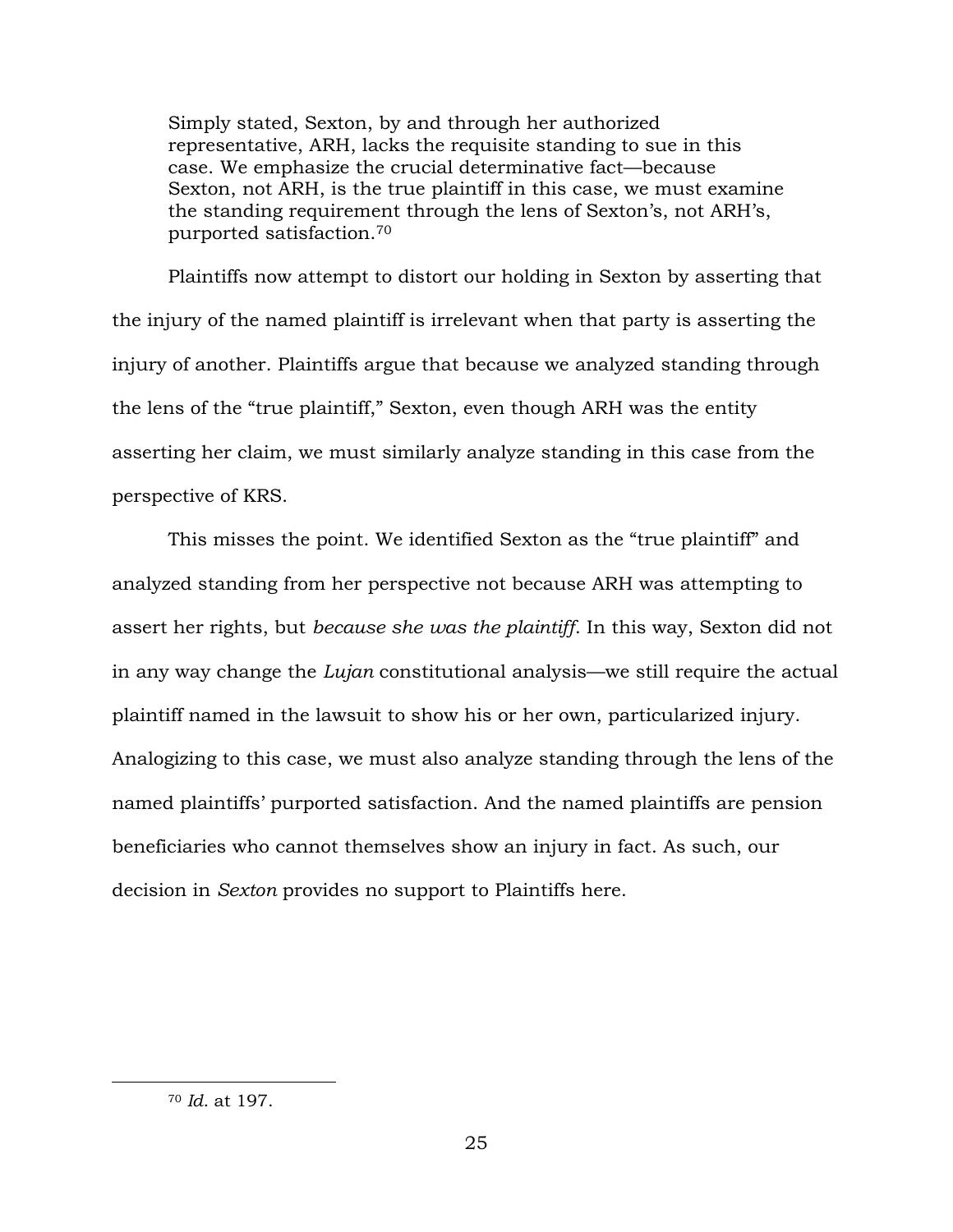> Simply stated, Sexton, by and through her authorized representative, ARH, lacks the requisite standing to sue in this case. We emphasize the crucial determinative fact—because Sexton, not ARH, is the true plaintiff in this case, we must examine the standing requirement through the lens of Sexton's, not ARH's, purported satisfaction.[70]

Plaintiffs now attempt to distort our holding in Sexton by asserting that the injury of the named plaintiff is irrelevant when that party is asserting the injury of another. Plaintiffs argue that because we analyzed standing through the lens of the "true plaintiff," Sexton, even though ARH was the entity asserting her claim, we must similarly analyze standing in this case from the perspective of KRS.

This misses the point. We identified Sexton as the "true plaintiff" and analyzed standing from her perspective not because ARH was attempting to assert her rights, but *because she was the plaintiff*. In this way, Sexton did not in any way change the *Lujan* constitutional analysis—we still require the actual plaintiff named in the lawsuit to show his or her own, particularized injury. Analogizing to this case, we must also analyze standing through the lens of the named plaintiffs' purported satisfaction. And the named plaintiffs are pension beneficiaries who cannot themselves show an injury in fact. As such, our decision in *Sexton* provides no support to Plaintiffs here.

---

[70] *Id.* at 197.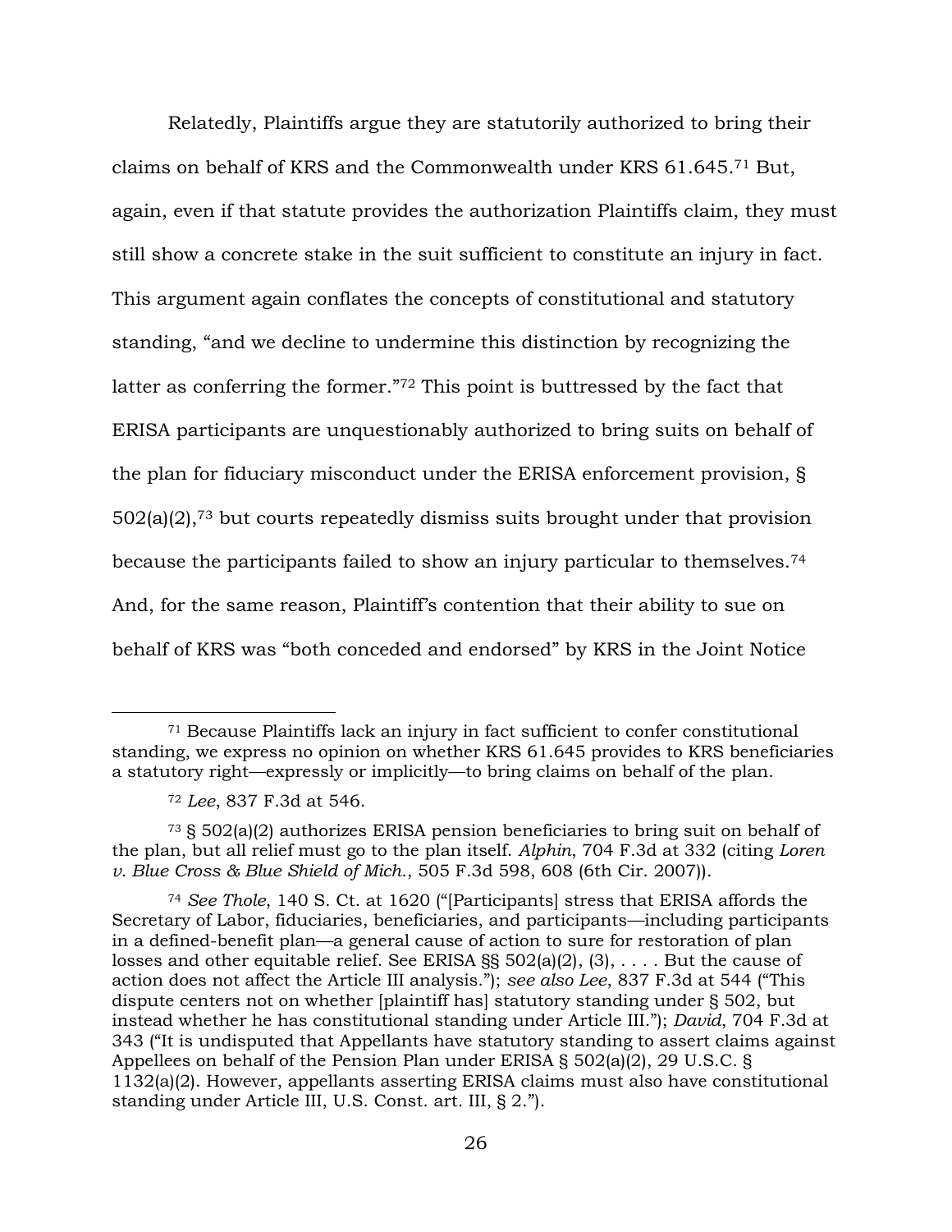Relatedly, Plaintiffs argue they are statutorily authorized to bring their claims on behalf of KRS and the Commonwealth under KRS 61.645.[71] But, again, even if that statute provides the authorization Plaintiffs claim, they must still show a concrete stake in the suit sufficient to constitute an injury in fact. This argument again conflates the concepts of constitutional and statutory standing, "and we decline to undermine this distinction by recognizing the latter as conferring the former."[72] This point is buttressed by the fact that ERISA participants are unquestionably authorized to bring suits on behalf of the plan for fiduciary misconduct under the ERISA enforcement provision, § 502(a)(2),[73] but courts repeatedly dismiss suits brought under that provision because the participants failed to show an injury particular to themselves.[74] And, for the same reason, Plaintiff's contention that their ability to sue on behalf of KRS was "both conceded and endorsed" by KRS in the Joint Notice

---

[71] Because Plaintiffs lack an injury in fact sufficient to confer constitutional standing, we express no opinion on whether KRS 61.645 provides to KRS beneficiaries a statutory right—expressly or implicitly—to bring claims on behalf of the plan.

[72] *Lee*, 837 F.3d at 546.

[73] § 502(a)(2) authorizes ERISA pension beneficiaries to bring suit on behalf of the plan, but all relief must go to the plan itself. *Alphin*, 704 F.3d at 332 (citing *Loren v. Blue Cross & Blue Shield of Mich.*, 505 F.3d 598, 608 (6th Cir. 2007)).

[74] *See Thole*, 140 S. Ct. at 1620 ("[Participants] stress that ERISA affords the Secretary of Labor, fiduciaries, beneficiaries, and participants—including participants in a defined-benefit plan—a general cause of action to sure for restoration of plan losses and other equitable relief. See ERISA §§ 502(a)(2), (3), . . . . But the cause of action does not affect the Article III analysis."); *see also Lee*, 837 F.3d at 544 ("This dispute centers not on whether [plaintiff has] statutory standing under § 502, but instead whether he has constitutional standing under Article III."); *David*, 704 F.3d at 343 ("It is undisputed that Appellants have statutory standing to assert claims against Appellees on behalf of the Pension Plan under ERISA § 502(a)(2), 29 U.S.C. § 1132(a)(2). However, appellants asserting ERISA claims must also have constitutional standing under Article III, U.S. Const. art. III, § 2.").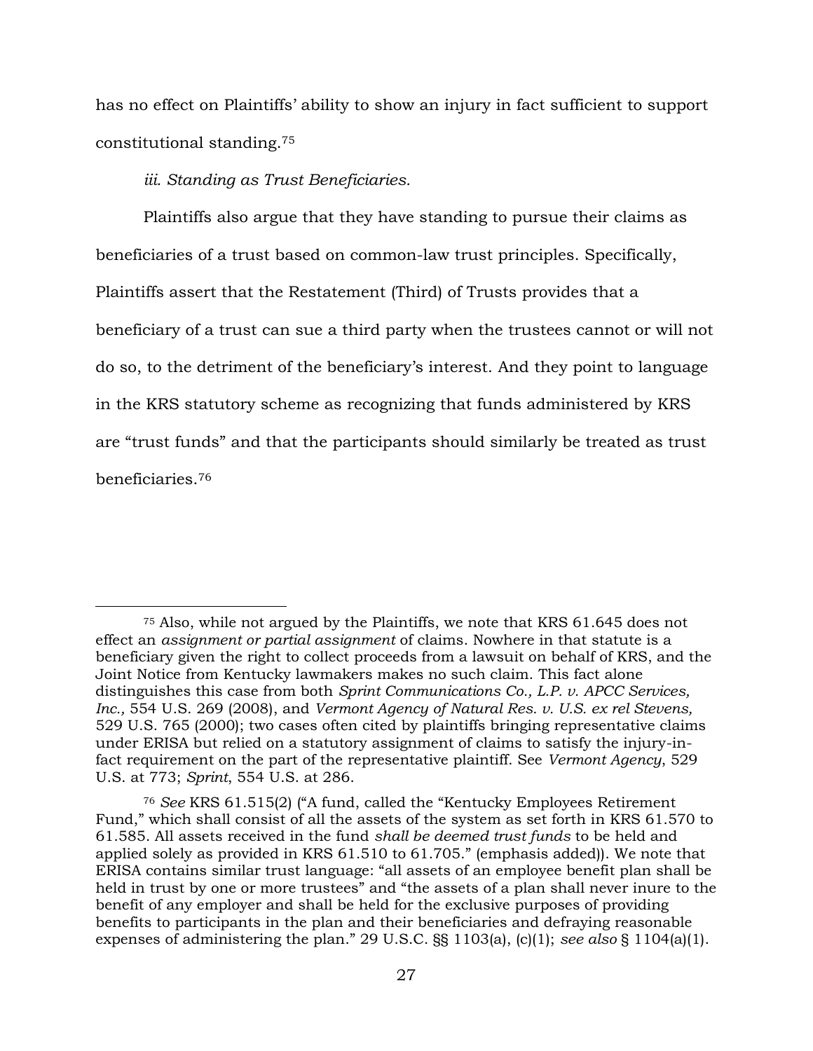has no effect on Plaintiffs' ability to show an injury in fact sufficient to support constitutional standing.[75]

*iii. Standing as Trust Beneficiaries.*

Plaintiffs also argue that they have standing to pursue their claims as beneficiaries of a trust based on common-law trust principles. Specifically, Plaintiffs assert that the Restatement (Third) of Trusts provides that a beneficiary of a trust can sue a third party when the trustees cannot or will not do so, to the detriment of the beneficiary's interest. And they point to language in the KRS statutory scheme as recognizing that funds administered by KRS are "trust funds" and that the participants should similarly be treated as trust beneficiaries.[76]

---

[75] Also, while not argued by the Plaintiffs, we note that KRS 61.645 does not effect an *assignment or partial assignment* of claims. Nowhere in that statute is a beneficiary given the right to collect proceeds from a lawsuit on behalf of KRS, and the Joint Notice from Kentucky lawmakers makes no such claim. This fact alone distinguishes this case from both *Sprint Communications Co., L.P. v. APCC Services, Inc.,* 554 U.S. 269 (2008), and *Vermont Agency of Natural Res. v. U.S. ex rel Stevens,* 529 U.S. 765 (2000); two cases often cited by plaintiffs bringing representative claims under ERISA but relied on a statutory assignment of claims to satisfy the injury-in-fact requirement on the part of the representative plaintiff. See *Vermont Agency*, 529 U.S. at 773; *Sprint*, 554 U.S. at 286.

[76] *See* KRS 61.515(2) ("A fund, called the "Kentucky Employees Retirement Fund," which shall consist of all the assets of the system as set forth in KRS 61.570 to 61.585. All assets received in the fund *shall be deemed trust funds* to be held and applied solely as provided in KRS 61.510 to 61.705." (emphasis added)). We note that ERISA contains similar trust language: "all assets of an employee benefit plan shall be held in trust by one or more trustees" and "the assets of a plan shall never inure to the benefit of any employer and shall be held for the exclusive purposes of providing benefits to participants in the plan and their beneficiaries and defraying reasonable expenses of administering the plan." 29 U.S.C. §§ 1103(a), (c)(1); *see also* § 1104(a)(1).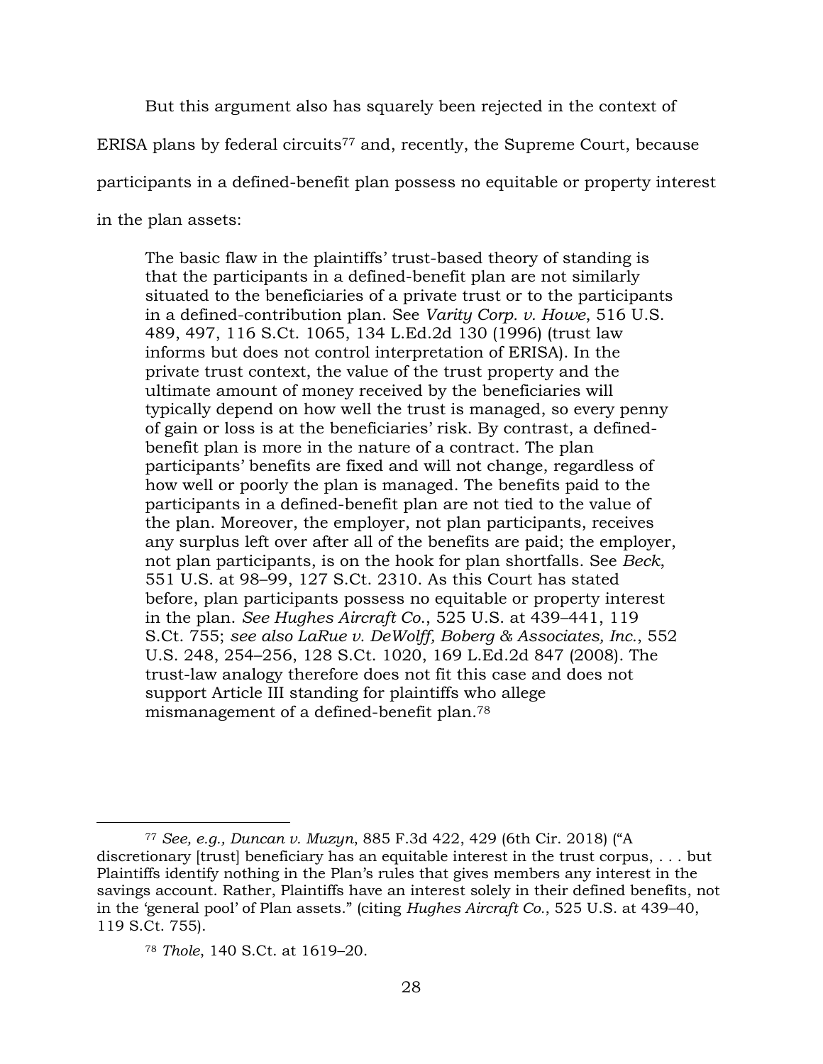But this argument also has squarely been rejected in the context of ERISA plans by federal circuits[77] and, recently, the Supreme Court, because participants in a defined-benefit plan possess no equitable or property interest in the plan assets:

> The basic flaw in the plaintiffs' trust-based theory of standing is that the participants in a defined-benefit plan are not similarly situated to the beneficiaries of a private trust or to the participants in a defined-contribution plan. See *Varity Corp. v. Howe*, 516 U.S. 489, 497, 116 S.Ct. 1065, 134 L.Ed.2d 130 (1996) (trust law informs but does not control interpretation of ERISA). In the private trust context, the value of the trust property and the ultimate amount of money received by the beneficiaries will typically depend on how well the trust is managed, so every penny of gain or loss is at the beneficiaries' risk. By contrast, a defined-benefit plan is more in the nature of a contract. The plan participants' benefits are fixed and will not change, regardless of how well or poorly the plan is managed. The benefits paid to the participants in a defined-benefit plan are not tied to the value of the plan. Moreover, the employer, not plan participants, receives any surplus left over after all of the benefits are paid; the employer, not plan participants, is on the hook for plan shortfalls. See *Beck*, 551 U.S. at 98–99, 127 S.Ct. 2310. As this Court has stated before, plan participants possess no equitable or property interest in the plan. *See Hughes Aircraft Co.*, 525 U.S. at 439–441, 119 S.Ct. 755; *see also LaRue v. DeWolff, Boberg & Associates, Inc.*, 552 U.S. 248, 254–256, 128 S.Ct. 1020, 169 L.Ed.2d 847 (2008). The trust-law analogy therefore does not fit this case and does not support Article III standing for plaintiffs who allege mismanagement of a defined-benefit plan.[78]

---

[77] *See, e.g., Duncan v. Muzyn*, 885 F.3d 422, 429 (6th Cir. 2018) ("A discretionary [trust] beneficiary has an equitable interest in the trust corpus, . . . but Plaintiffs identify nothing in the Plan's rules that gives members any interest in the savings account. Rather, Plaintiffs have an interest solely in their defined benefits, not in the 'general pool' of Plan assets." (citing *Hughes Aircraft Co.*, 525 U.S. at 439–40, 119 S.Ct. 755).

[78] *Thole*, 140 S.Ct. at 1619–20.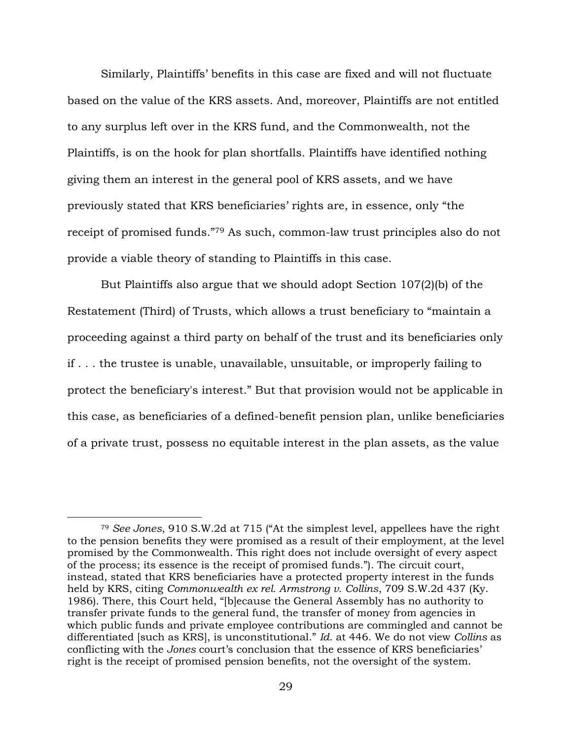Similarly, Plaintiffs' benefits in this case are fixed and will not fluctuate based on the value of the KRS assets. And, moreover, Plaintiffs are not entitled to any surplus left over in the KRS fund, and the Commonwealth, not the Plaintiffs, is on the hook for plan shortfalls. Plaintiffs have identified nothing giving them an interest in the general pool of KRS assets, and we have previously stated that KRS beneficiaries' rights are, in essence, only "the receipt of promised funds."[79] As such, common-law trust principles also do not provide a viable theory of standing to Plaintiffs in this case.

But Plaintiffs also argue that we should adopt Section 107(2)(b) of the Restatement (Third) of Trusts, which allows a trust beneficiary to "maintain a proceeding against a third party on behalf of the trust and its beneficiaries only if . . . the trustee is unable, unavailable, unsuitable, or improperly failing to protect the beneficiary's interest." But that provision would not be applicable in this case, as beneficiaries of a defined-benefit pension plan, unlike beneficiaries of a private trust, possess no equitable interest in the plan assets, as the value

---

[79] *See Jones*, 910 S.W.2d at 715 ("At the simplest level, appellees have the right to the pension benefits they were promised as a result of their employment, at the level promised by the Commonwealth. This right does not include oversight of every aspect of the process; its essence is the receipt of promised funds."). The circuit court, instead, stated that KRS beneficiaries have a protected property interest in the funds held by KRS, citing *Commonwealth ex rel. Armstrong v. Collins*, 709 S.W.2d 437 (Ky. 1986). There, this Court held, "[b]ecause the General Assembly has no authority to transfer private funds to the general fund, the transfer of money from agencies in which public funds and private employee contributions are commingled and cannot be differentiated [such as KRS], is unconstitutional." *Id.* at 446. We do not view *Collins* as conflicting with the *Jones* court's conclusion that the essence of KRS beneficiaries' right is the receipt of promised pension benefits, not the oversight of the system.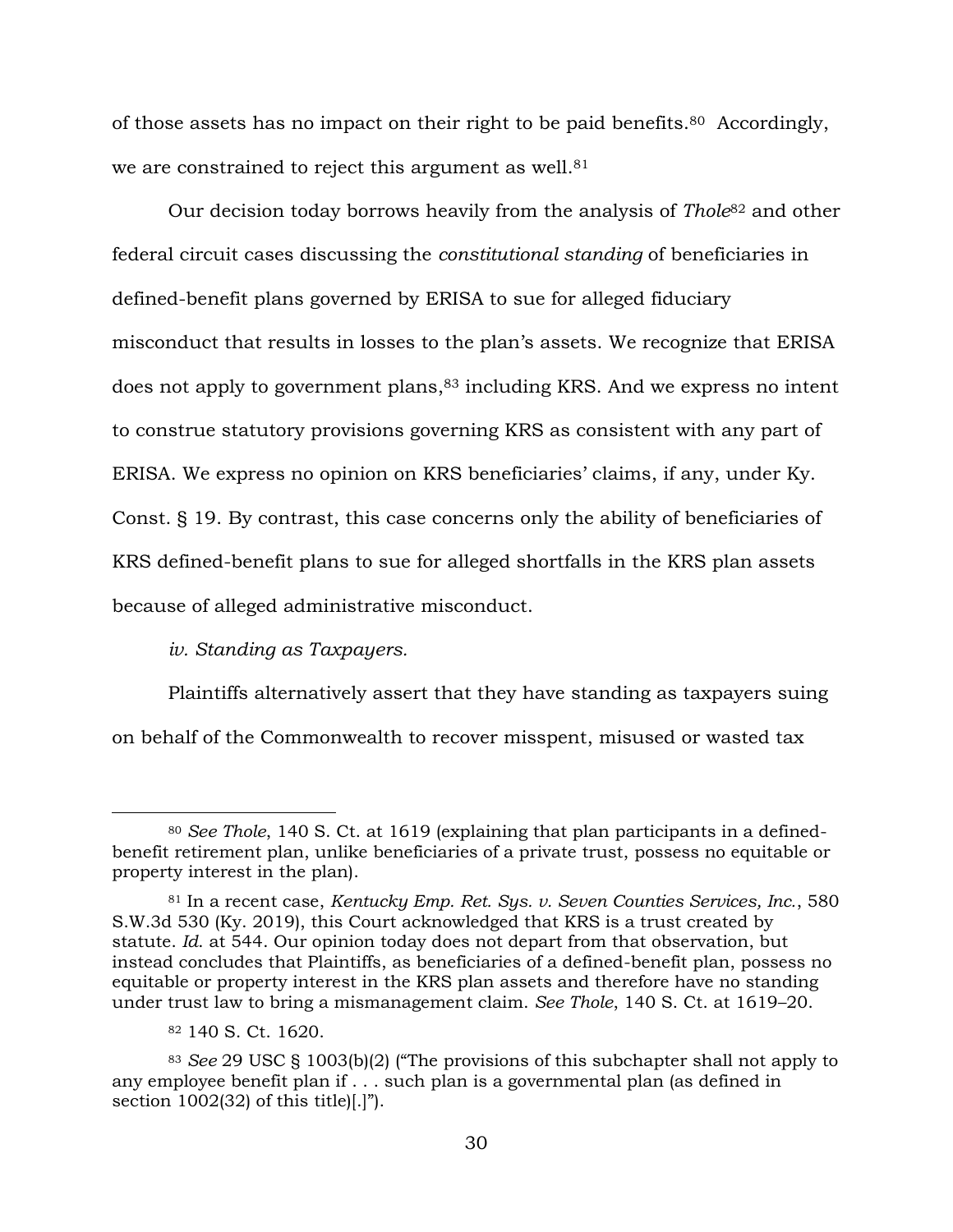of those assets has no impact on their right to be paid benefits.[80] Accordingly, we are constrained to reject this argument as well.[81]

Our decision today borrows heavily from the analysis of *Thole*[82] and other federal circuit cases discussing the *constitutional standing* of beneficiaries in defined-benefit plans governed by ERISA to sue for alleged fiduciary misconduct that results in losses to the plan's assets. We recognize that ERISA does not apply to government plans,[83] including KRS. And we express no intent to construe statutory provisions governing KRS as consistent with any part of ERISA. We express no opinion on KRS beneficiaries' claims, if any, under Ky. Const. § 19. By contrast, this case concerns only the ability of beneficiaries of KRS defined-benefit plans to sue for alleged shortfalls in the KRS plan assets because of alleged administrative misconduct.

*iv. Standing as Taxpayers.*

Plaintiffs alternatively assert that they have standing as taxpayers suing on behalf of the Commonwealth to recover misspent, misused or wasted tax

---

[80] *See Thole*, 140 S. Ct. at 1619 (explaining that plan participants in a defined-benefit retirement plan, unlike beneficiaries of a private trust, possess no equitable or property interest in the plan).

[81] In a recent case, *Kentucky Emp. Ret. Sys. v. Seven Counties Services, Inc.*, 580 S.W.3d 530 (Ky. 2019), this Court acknowledged that KRS is a trust created by statute. *Id.* at 544. Our opinion today does not depart from that observation, but instead concludes that Plaintiffs, as beneficiaries of a defined-benefit plan, possess no equitable or property interest in the KRS plan assets and therefore have no standing under trust law to bring a mismanagement claim. *See Thole*, 140 S. Ct. at 1619–20.

[82] 140 S. Ct. 1620.

[83] *See* 29 USC § 1003(b)(2) ("The provisions of this subchapter shall not apply to any employee benefit plan if . . . such plan is a governmental plan (as defined in section 1002(32) of this title)[.]").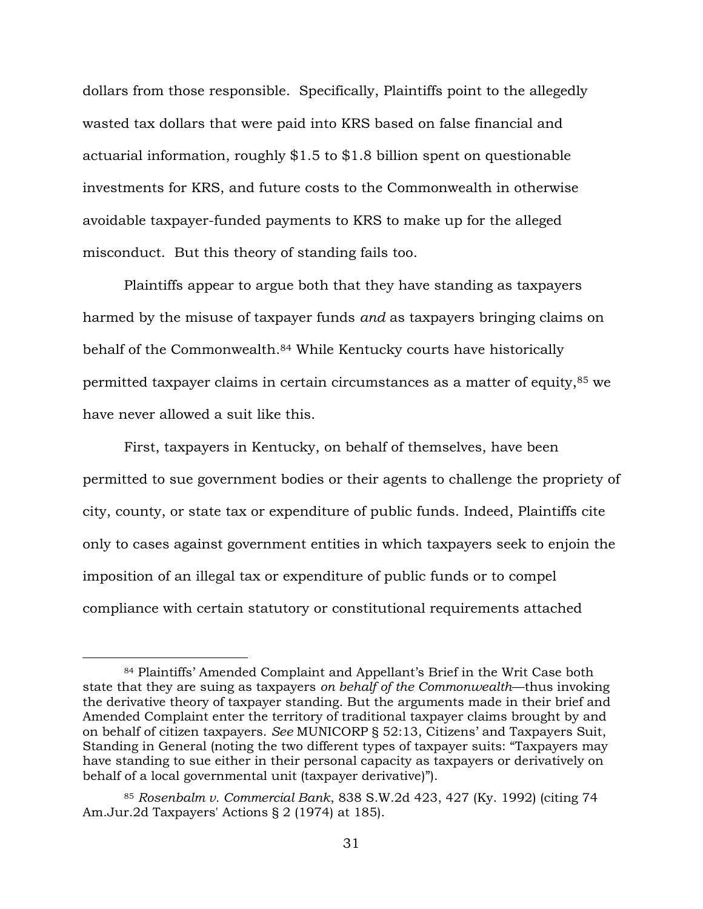dollars from those responsible. Specifically, Plaintiffs point to the allegedly wasted tax dollars that were paid into KRS based on false financial and actuarial information, roughly $1.5 to $1.8 billion spent on questionable investments for KRS, and future costs to the Commonwealth in otherwise avoidable taxpayer-funded payments to KRS to make up for the alleged misconduct. But this theory of standing fails too.

Plaintiffs appear to argue both that they have standing as taxpayers harmed by the misuse of taxpayer funds *and* as taxpayers bringing claims on behalf of the Commonwealth.[84] While Kentucky courts have historically permitted taxpayer claims in certain circumstances as a matter of equity,[85] we have never allowed a suit like this.

First, taxpayers in Kentucky, on behalf of themselves, have been permitted to sue government bodies or their agents to challenge the propriety of city, county, or state tax or expenditure of public funds. Indeed, Plaintiffs cite only to cases against government entities in which taxpayers seek to enjoin the imposition of an illegal tax or expenditure of public funds or to compel compliance with certain statutory or constitutional requirements attached

---

[84] Plaintiffs' Amended Complaint and Appellant's Brief in the Writ Case both state that they are suing as taxpayers *on behalf of the Commonwealth*—thus invoking the derivative theory of taxpayer standing. But the arguments made in their brief and Amended Complaint enter the territory of traditional taxpayer claims brought by and on behalf of citizen taxpayers. *See* MUNICORP § 52:13, Citizens' and Taxpayers Suit, Standing in General (noting the two different types of taxpayer suits: "Taxpayers may have standing to sue either in their personal capacity as taxpayers or derivatively on behalf of a local governmental unit (taxpayer derivative)").

[85] *Rosenbalm v. Commercial Bank*, 838 S.W.2d 423, 427 (Ky. 1992) (citing 74 Am.Jur.2d Taxpayers' Actions § 2 (1974) at 185).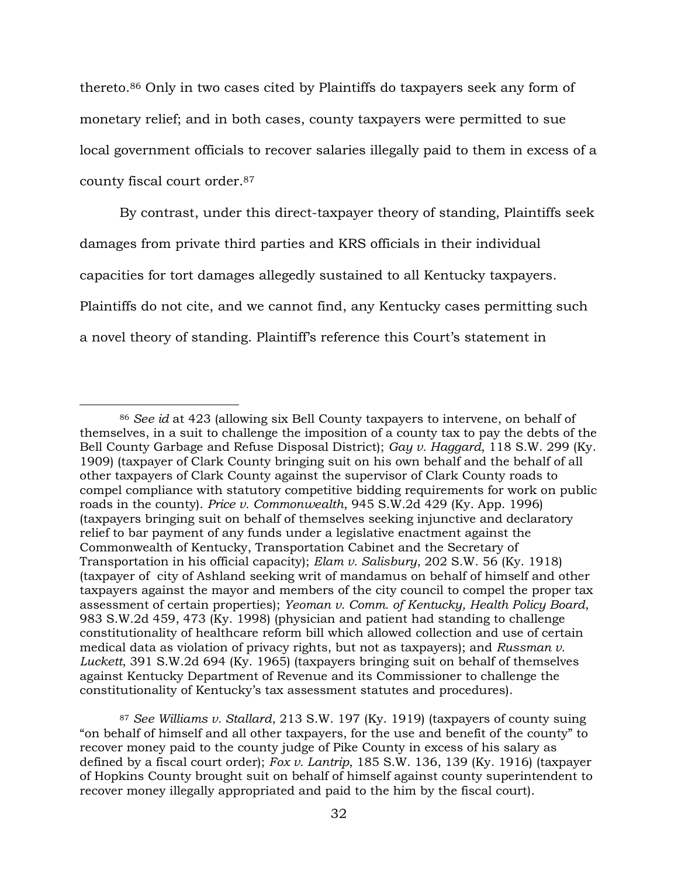thereto.[86] Only in two cases cited by Plaintiffs do taxpayers seek any form of monetary relief; and in both cases, county taxpayers were permitted to sue local government officials to recover salaries illegally paid to them in excess of a county fiscal court order.[87]

By contrast, under this direct-taxpayer theory of standing, Plaintiffs seek damages from private third parties and KRS officials in their individual capacities for tort damages allegedly sustained to all Kentucky taxpayers. Plaintiffs do not cite, and we cannot find, any Kentucky cases permitting such a novel theory of standing. Plaintiff's reference this Court's statement in

---

[86] *See id* at 423 (allowing six Bell County taxpayers to intervene, on behalf of themselves, in a suit to challenge the imposition of a county tax to pay the debts of the Bell County Garbage and Refuse Disposal District); *Gay v. Haggard*, 118 S.W. 299 (Ky. 1909) (taxpayer of Clark County bringing suit on his own behalf and the behalf of all other taxpayers of Clark County against the supervisor of Clark County roads to compel compliance with statutory competitive bidding requirements for work on public roads in the county). *Price v. Commonwealth*, 945 S.W.2d 429 (Ky. App. 1996) (taxpayers bringing suit on behalf of themselves seeking injunctive and declaratory relief to bar payment of any funds under a legislative enactment against the Commonwealth of Kentucky, Transportation Cabinet and the Secretary of Transportation in his official capacity); *Elam v. Salisbury*, 202 S.W. 56 (Ky. 1918) (taxpayer of city of Ashland seeking writ of mandamus on behalf of himself and other taxpayers against the mayor and members of the city council to compel the proper tax assessment of certain properties); *Yeoman v. Comm. of Kentucky, Health Policy Board*, 983 S.W.2d 459, 473 (Ky. 1998) (physician and patient had standing to challenge constitutionality of healthcare reform bill which allowed collection and use of certain medical data as violation of privacy rights, but not as taxpayers); and *Russman v. Luckett*, 391 S.W.2d 694 (Ky. 1965) (taxpayers bringing suit on behalf of themselves against Kentucky Department of Revenue and its Commissioner to challenge the constitutionality of Kentucky's tax assessment statutes and procedures).

[87] *See Williams v. Stallard*, 213 S.W. 197 (Ky. 1919) (taxpayers of county suing "on behalf of himself and all other taxpayers, for the use and benefit of the county" to recover money paid to the county judge of Pike County in excess of his salary as defined by a fiscal court order); *Fox v. Lantrip*, 185 S.W. 136, 139 (Ky. 1916) (taxpayer of Hopkins County brought suit on behalf of himself against county superintendent to recover money illegally appropriated and paid to the him by the fiscal court).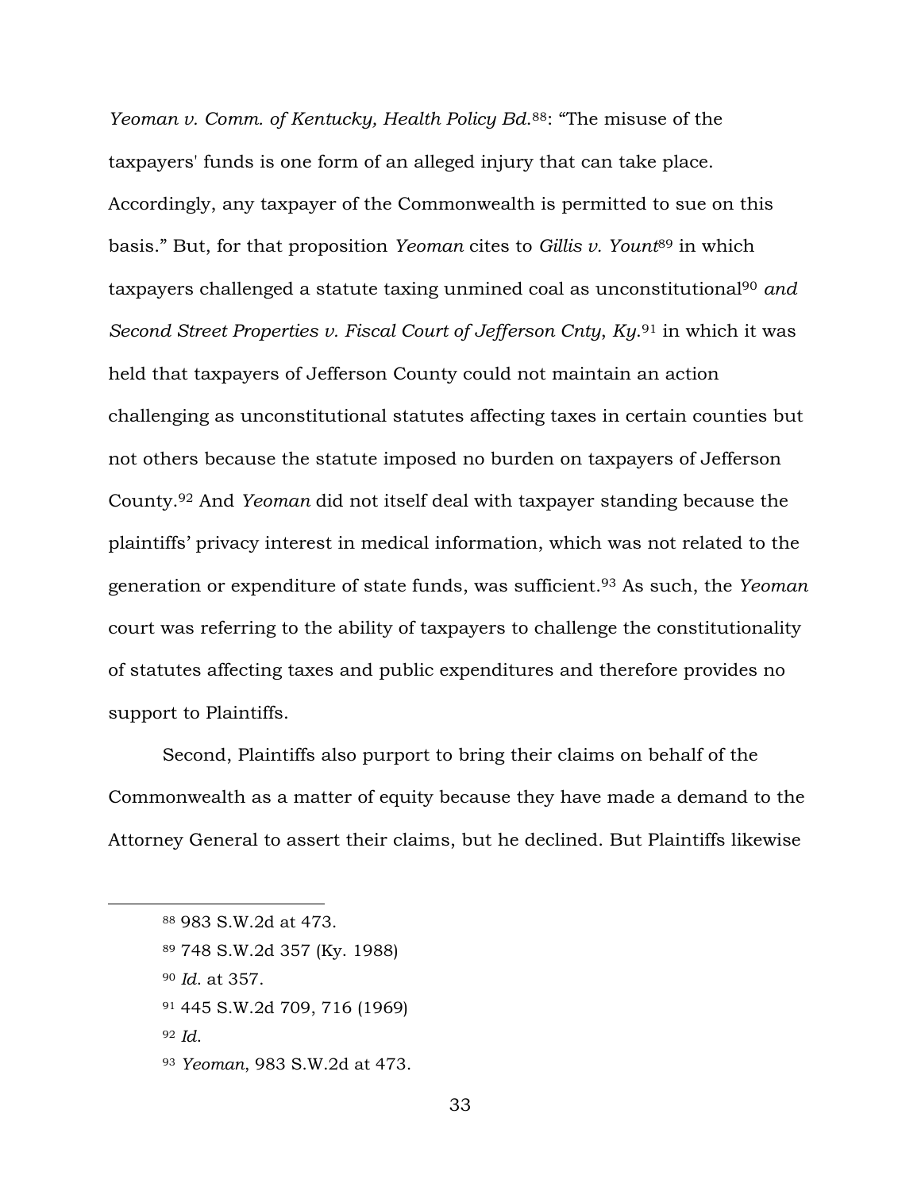*Yeoman v. Comm. of Kentucky, Health Policy Bd.*[88]: "The misuse of the taxpayers' funds is one form of an alleged injury that can take place. Accordingly, any taxpayer of the Commonwealth is permitted to sue on this basis." But, for that proposition *Yeoman* cites to *Gillis v. Yount*[89] in which taxpayers challenged a statute taxing unmined coal as unconstitutional[90] *and Second Street Properties v. Fiscal Court of Jefferson Cnty, Ky.*[91] in which it was held that taxpayers of Jefferson County could not maintain an action challenging as unconstitutional statutes affecting taxes in certain counties but not others because the statute imposed no burden on taxpayers of Jefferson County.[92] And *Yeoman* did not itself deal with taxpayer standing because the plaintiffs' privacy interest in medical information, which was not related to the generation or expenditure of state funds, was sufficient.[93] As such, the *Yeoman* court was referring to the ability of taxpayers to challenge the constitutionality of statutes affecting taxes and public expenditures and therefore provides no support to Plaintiffs.

Second, Plaintiffs also purport to bring their claims on behalf of the Commonwealth as a matter of equity because they have made a demand to the Attorney General to assert their claims, but he declined. But Plaintiffs likewise

---

[88] 983 S.W.2d at 473.

[89] 748 S.W.2d 357 (Ky. 1988)

[90] *Id.* at 357.

[91] 445 S.W.2d 709, 716 (1969)

[92] *Id.*

[93] *Yeoman*, 983 S.W.2d at 473.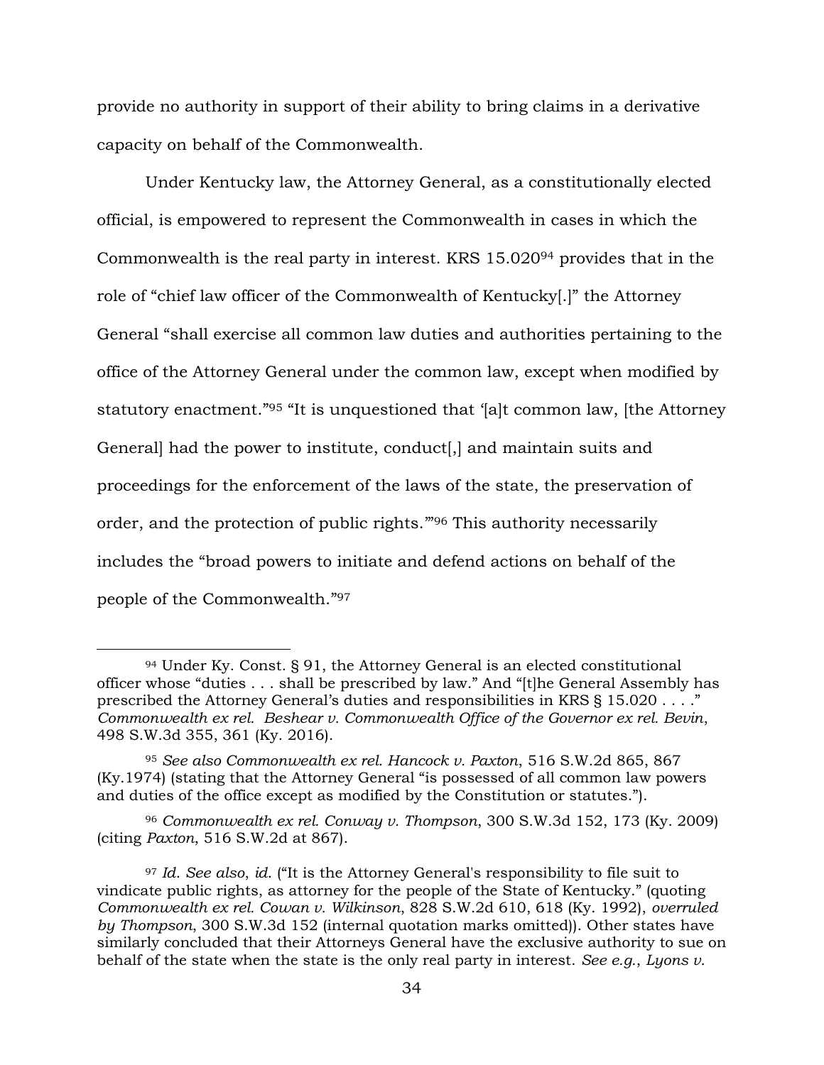provide no authority in support of their ability to bring claims in a derivative capacity on behalf of the Commonwealth.

Under Kentucky law, the Attorney General, as a constitutionally elected official, is empowered to represent the Commonwealth in cases in which the Commonwealth is the real party in interest. KRS 15.020[94] provides that in the role of "chief law officer of the Commonwealth of Kentucky[.]" the Attorney General "shall exercise all common law duties and authorities pertaining to the office of the Attorney General under the common law, except when modified by statutory enactment."[95] "It is unquestioned that '[a]t common law, [the Attorney General] had the power to institute, conduct[,] and maintain suits and proceedings for the enforcement of the laws of the state, the preservation of order, and the protection of public rights.'"[96] This authority necessarily includes the "broad powers to initiate and defend actions on behalf of the people of the Commonwealth."[97]

---

[94] Under Ky. Const. § 91, the Attorney General is an elected constitutional officer whose "duties . . . shall be prescribed by law." And "[t]he General Assembly has prescribed the Attorney General's duties and responsibilities in KRS § 15.020 . . . ." *Commonwealth ex rel. Beshear v. Commonwealth Office of the Governor ex rel. Bevin*, 498 S.W.3d 355, 361 (Ky. 2016).

[95] *See also Commonwealth ex rel. Hancock v. Paxton*, 516 S.W.2d 865, 867 (Ky.1974) (stating that the Attorney General "is possessed of all common law powers and duties of the office except as modified by the Constitution or statutes.").

[96] *Commonwealth ex rel. Conway v. Thompson*, 300 S.W.3d 152, 173 (Ky. 2009) (citing *Paxton*, 516 S.W.2d at 867).

[97] *Id. See also*, *id.* ("It is the Attorney General's responsibility to file suit to vindicate public rights, as attorney for the people of the State of Kentucky." (quoting *Commonwealth ex rel. Cowan v. Wilkinson*, 828 S.W.2d 610, 618 (Ky. 1992), *overruled by Thompson*, 300 S.W.3d 152 (internal quotation marks omitted)). Other states have similarly concluded that their Attorneys General have the exclusive authority to sue on behalf of the state when the state is the only real party in interest. *See e.g.*, *Lyons v.*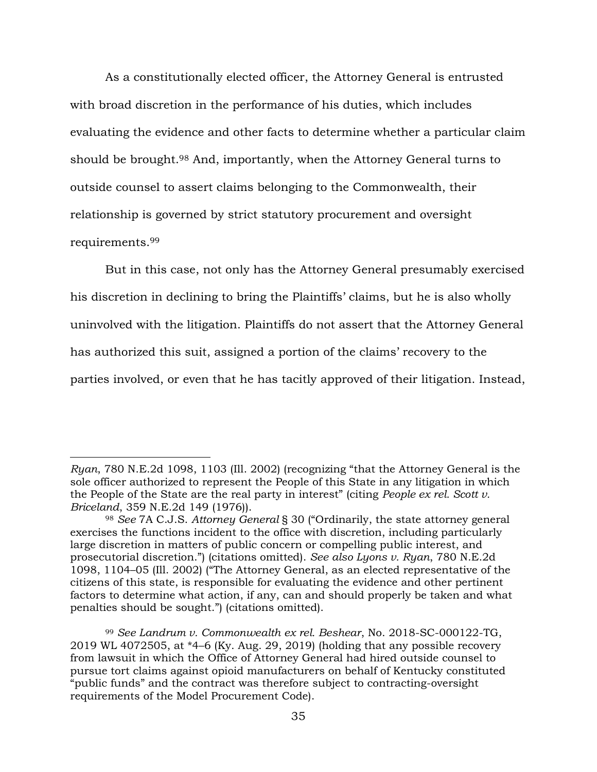As a constitutionally elected officer, the Attorney General is entrusted with broad discretion in the performance of his duties, which includes evaluating the evidence and other facts to determine whether a particular claim should be brought.[98] And, importantly, when the Attorney General turns to outside counsel to assert claims belonging to the Commonwealth, their relationship is governed by strict statutory procurement and oversight requirements.[99]

But in this case, not only has the Attorney General presumably exercised his discretion in declining to bring the Plaintiffs' claims, but he is also wholly uninvolved with the litigation. Plaintiffs do not assert that the Attorney General has authorized this suit, assigned a portion of the claims' recovery to the parties involved, or even that he has tacitly approved of their litigation. Instead,

---

*Ryan*, 780 N.E.2d 1098, 1103 (Ill. 2002) (recognizing "that the Attorney General is the sole officer authorized to represent the People of this State in any litigation in which the People of the State are the real party in interest" (citing *People ex rel. Scott v. Briceland*, 359 N.E.2d 149 (1976)).

[98] *See* 7A C.J.S. *Attorney General* § 30 ("Ordinarily, the state attorney general exercises the functions incident to the office with discretion, including particularly large discretion in matters of public concern or compelling public interest, and prosecutorial discretion.") (citations omitted). *See also Lyons v. Ryan*, 780 N.E.2d 1098, 1104–05 (Ill. 2002) ("The Attorney General, as an elected representative of the citizens of this state, is responsible for evaluating the evidence and other pertinent factors to determine what action, if any, can and should properly be taken and what penalties should be sought.") (citations omitted).

[99] *See Landrum v. Commonwealth ex rel. Beshear*, No. 2018-SC-000122-TG, 2019 WL 4072505, at *4–6 (Ky. Aug. 29, 2019) (holding that any possible recovery from lawsuit in which the Office of Attorney General had hired outside counsel to pursue tort claims against opioid manufacturers on behalf of Kentucky constituted "public funds" and the contract was therefore subject to contracting-oversight requirements of the Model Procurement Code).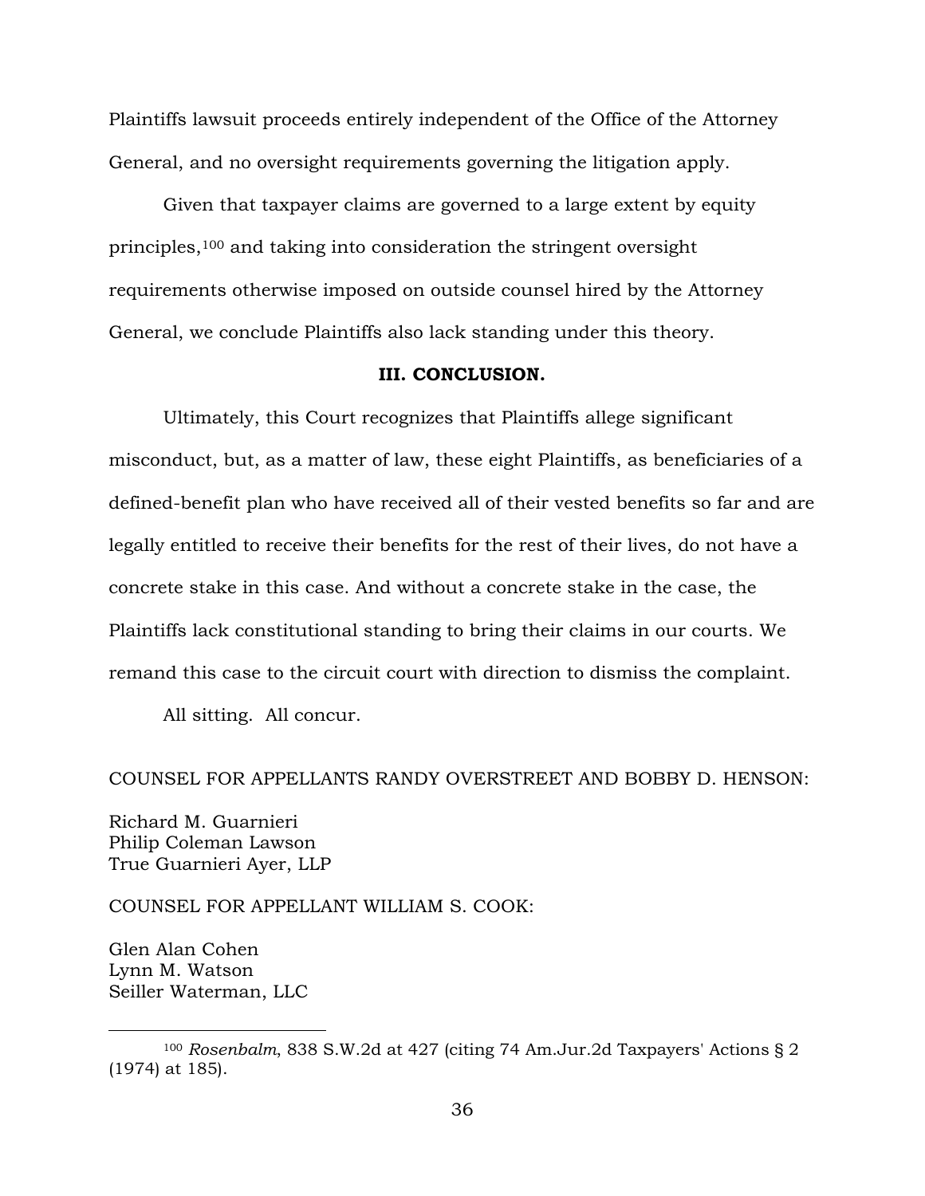Plaintiffs lawsuit proceeds entirely independent of the Office of the Attorney General, and no oversight requirements governing the litigation apply.

Given that taxpayer claims are governed to a large extent by equity principles,[100] and taking into consideration the stringent oversight requirements otherwise imposed on outside counsel hired by the Attorney General, we conclude Plaintiffs also lack standing under this theory.

## III. CONCLUSION.

Ultimately, this Court recognizes that Plaintiffs allege significant misconduct, but, as a matter of law, these eight Plaintiffs, as beneficiaries of a defined-benefit plan who have received all of their vested benefits so far and are legally entitled to receive their benefits for the rest of their lives, do not have a concrete stake in this case. And without a concrete stake in the case, the Plaintiffs lack constitutional standing to bring their claims in our courts. We remand this case to the circuit court with direction to dismiss the complaint.

All sitting. All concur.

COUNSEL FOR APPELLANTS RANDY OVERSTREET AND BOBBY D. HENSON:

Richard M. Guarnieri
Philip Coleman Lawson
True Guarnieri Ayer, LLP

COUNSEL FOR APPELLANT WILLIAM S. COOK:

Glen Alan Cohen
Lynn M. Watson
Seiller Waterman, LLC

---

[100] *Rosenbalm*, 838 S.W.2d at 427 (citing 74 Am.Jur.2d Taxpayers' Actions § 2 (1974) at 185).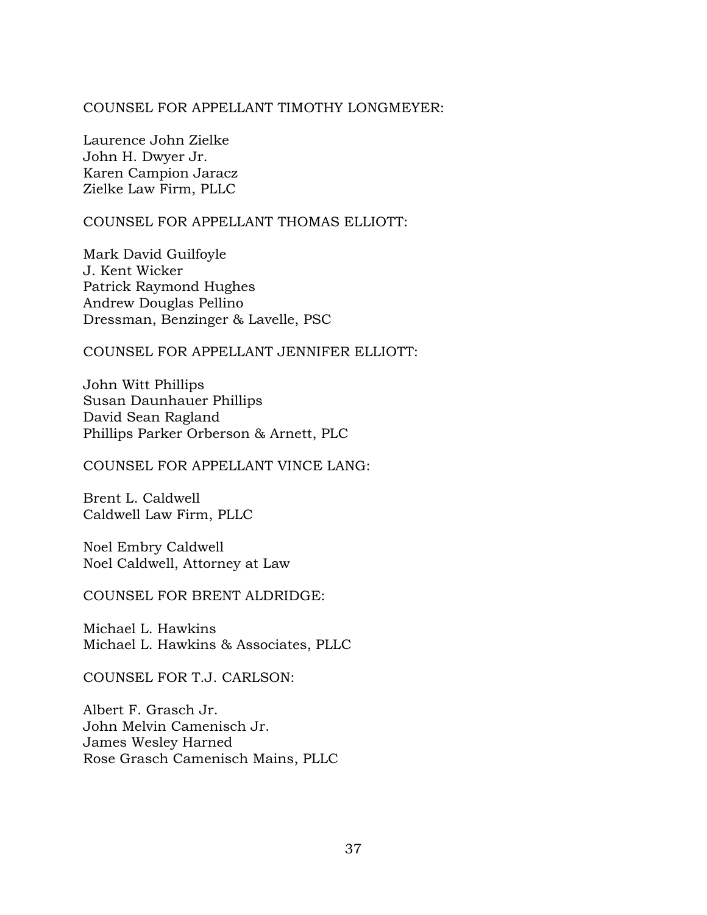COUNSEL FOR APPELLANT TIMOTHY LONGMEYER:

Laurence John Zielke
John H. Dwyer Jr.
Karen Campion Jaracz
Zielke Law Firm, PLLC

COUNSEL FOR APPELLANT THOMAS ELLIOTT:

Mark David Guilfoyle
J. Kent Wicker
Patrick Raymond Hughes
Andrew Douglas Pellino
Dressman, Benzinger & Lavelle, PSC

COUNSEL FOR APPELLANT JENNIFER ELLIOTT:

John Witt Phillips
Susan Daunhauer Phillips
David Sean Ragland
Phillips Parker Orberson & Arnett, PLC

COUNSEL FOR APPELLANT VINCE LANG:

Brent L. Caldwell
Caldwell Law Firm, PLLC

Noel Embry Caldwell
Noel Caldwell, Attorney at Law

COUNSEL FOR BRENT ALDRIDGE:

Michael L. Hawkins
Michael L. Hawkins & Associates, PLLC

COUNSEL FOR T.J. CARLSON:

Albert F. Grasch Jr.
John Melvin Camenisch Jr.
James Wesley Harned
Rose Grasch Camenisch Mains, PLLC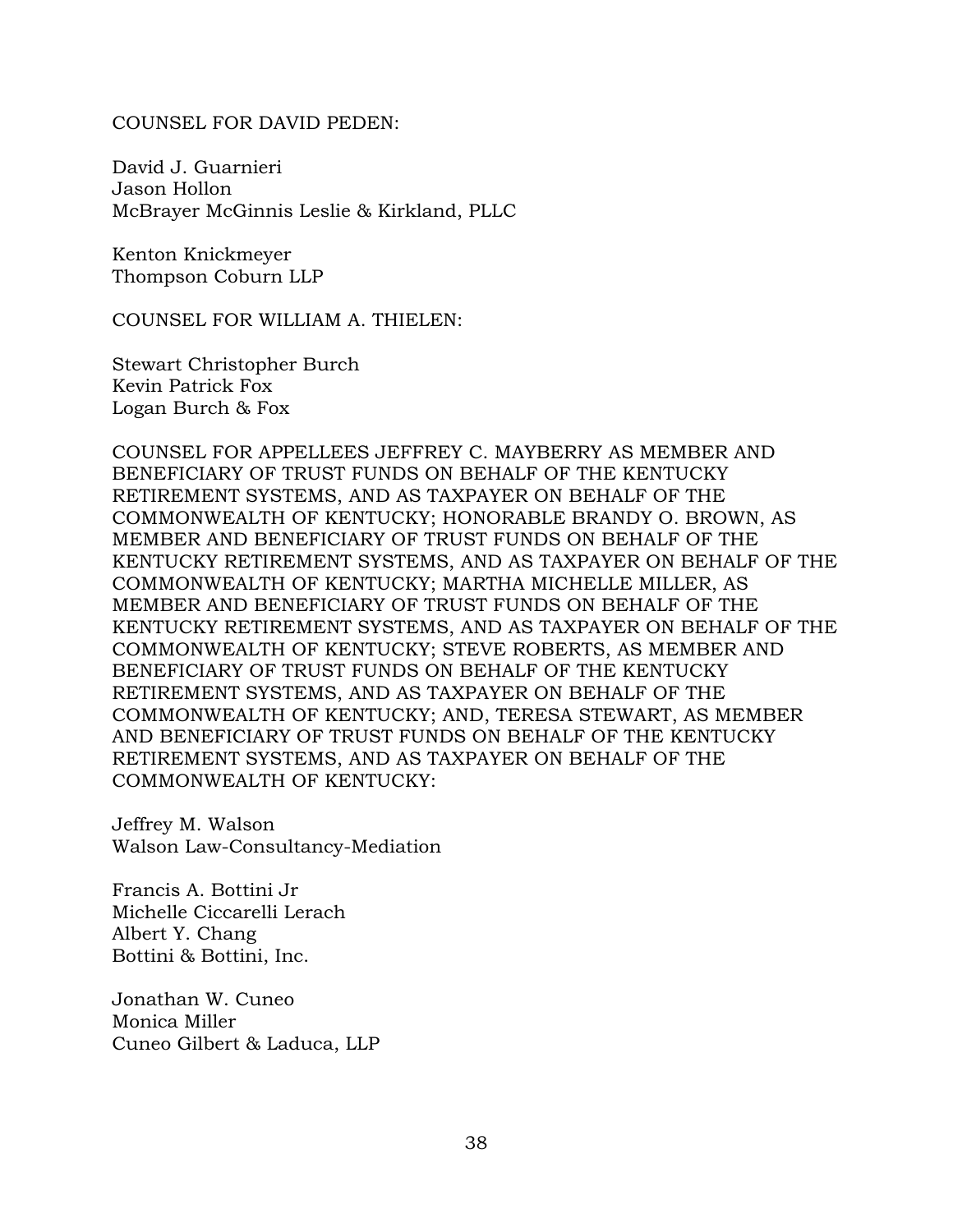COUNSEL FOR DAVID PEDEN:

David J. Guarnieri
Jason Hollon
McBrayer McGinnis Leslie & Kirkland, PLLC

Kenton Knickmeyer
Thompson Coburn LLP

COUNSEL FOR WILLIAM A. THIELEN:

Stewart Christopher Burch
Kevin Patrick Fox
Logan Burch & Fox

COUNSEL FOR APPELLEES JEFFREY C. MAYBERRY AS MEMBER AND BENEFICIARY OF TRUST FUNDS ON BEHALF OF THE KENTUCKY RETIREMENT SYSTEMS, AND AS TAXPAYER ON BEHALF OF THE COMMONWEALTH OF KENTUCKY; HONORABLE BRANDY O. BROWN, AS MEMBER AND BENEFICIARY OF TRUST FUNDS ON BEHALF OF THE KENTUCKY RETIREMENT SYSTEMS, AND AS TAXPAYER ON BEHALF OF THE COMMONWEALTH OF KENTUCKY; MARTHA MICHELLE MILLER, AS MEMBER AND BENEFICIARY OF TRUST FUNDS ON BEHALF OF THE KENTUCKY RETIREMENT SYSTEMS, AND AS TAXPAYER ON BEHALF OF THE COMMONWEALTH OF KENTUCKY; STEVE ROBERTS, AS MEMBER AND BENEFICIARY OF TRUST FUNDS ON BEHALF OF THE KENTUCKY RETIREMENT SYSTEMS, AND AS TAXPAYER ON BEHALF OF THE COMMONWEALTH OF KENTUCKY; AND, TERESA STEWART, AS MEMBER AND BENEFICIARY OF TRUST FUNDS ON BEHALF OF THE KENTUCKY RETIREMENT SYSTEMS, AND AS TAXPAYER ON BEHALF OF THE COMMONWEALTH OF KENTUCKY:

Jeffrey M. Walson
Walson Law-Consultancy-Mediation

Francis A. Bottini Jr
Michelle Ciccarelli Lerach
Albert Y. Chang
Bottini & Bottini, Inc.

Jonathan W. Cuneo
Monica Miller
Cuneo Gilbert & Laduca, LLP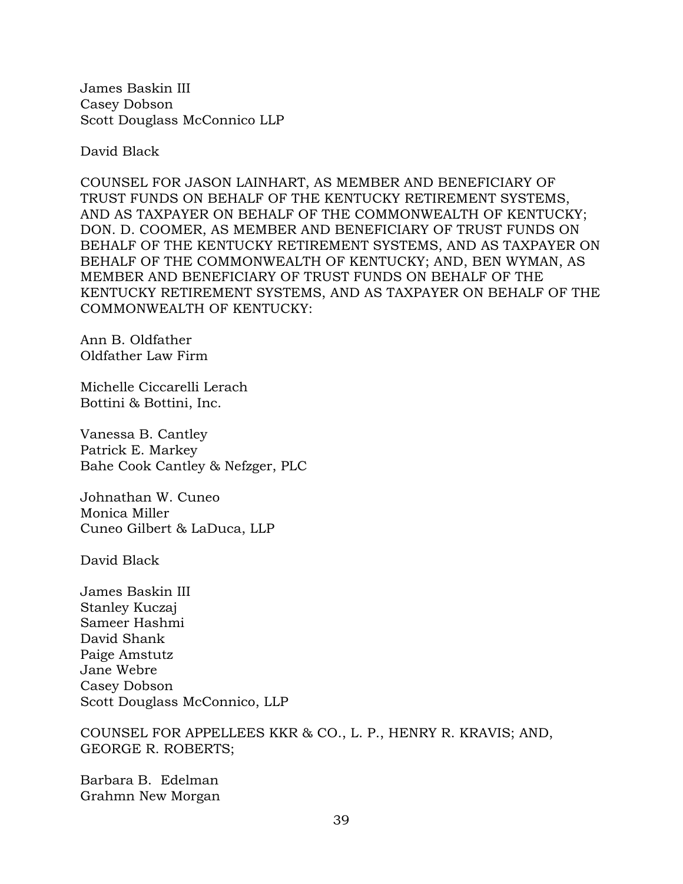James Baskin III
Casey Dobson
Scott Douglass McConnico LLP

David Black

COUNSEL FOR JASON LAINHART, AS MEMBER AND BENEFICIARY OF TRUST FUNDS ON BEHALF OF THE KENTUCKY RETIREMENT SYSTEMS, AND AS TAXPAYER ON BEHALF OF THE COMMONWEALTH OF KENTUCKY; DON. D. COOMER, AS MEMBER AND BENEFICIARY OF TRUST FUNDS ON BEHALF OF THE KENTUCKY RETIREMENT SYSTEMS, AND AS TAXPAYER ON BEHALF OF THE COMMONWEALTH OF KENTUCKY; AND, BEN WYMAN, AS MEMBER AND BENEFICIARY OF TRUST FUNDS ON BEHALF OF THE KENTUCKY RETIREMENT SYSTEMS, AND AS TAXPAYER ON BEHALF OF THE COMMONWEALTH OF KENTUCKY:

Ann B. Oldfather
Oldfather Law Firm

Michelle Ciccarelli Lerach
Bottini & Bottini, Inc.

Vanessa B. Cantley
Patrick E. Markey
Bahe Cook Cantley & Nefzger, PLC

Johnathan W. Cuneo
Monica Miller
Cuneo Gilbert & LaDuca, LLP

David Black

James Baskin III
Stanley Kuczaj
Sameer Hashmi
David Shank
Paige Amstutz
Jane Webre
Casey Dobson
Scott Douglass McConnico, LLP

COUNSEL FOR APPELLEES KKR & CO., L. P., HENRY R. KRAVIS; AND, GEORGE R. ROBERTS;

Barbara B. Edelman
Grahmn New Morgan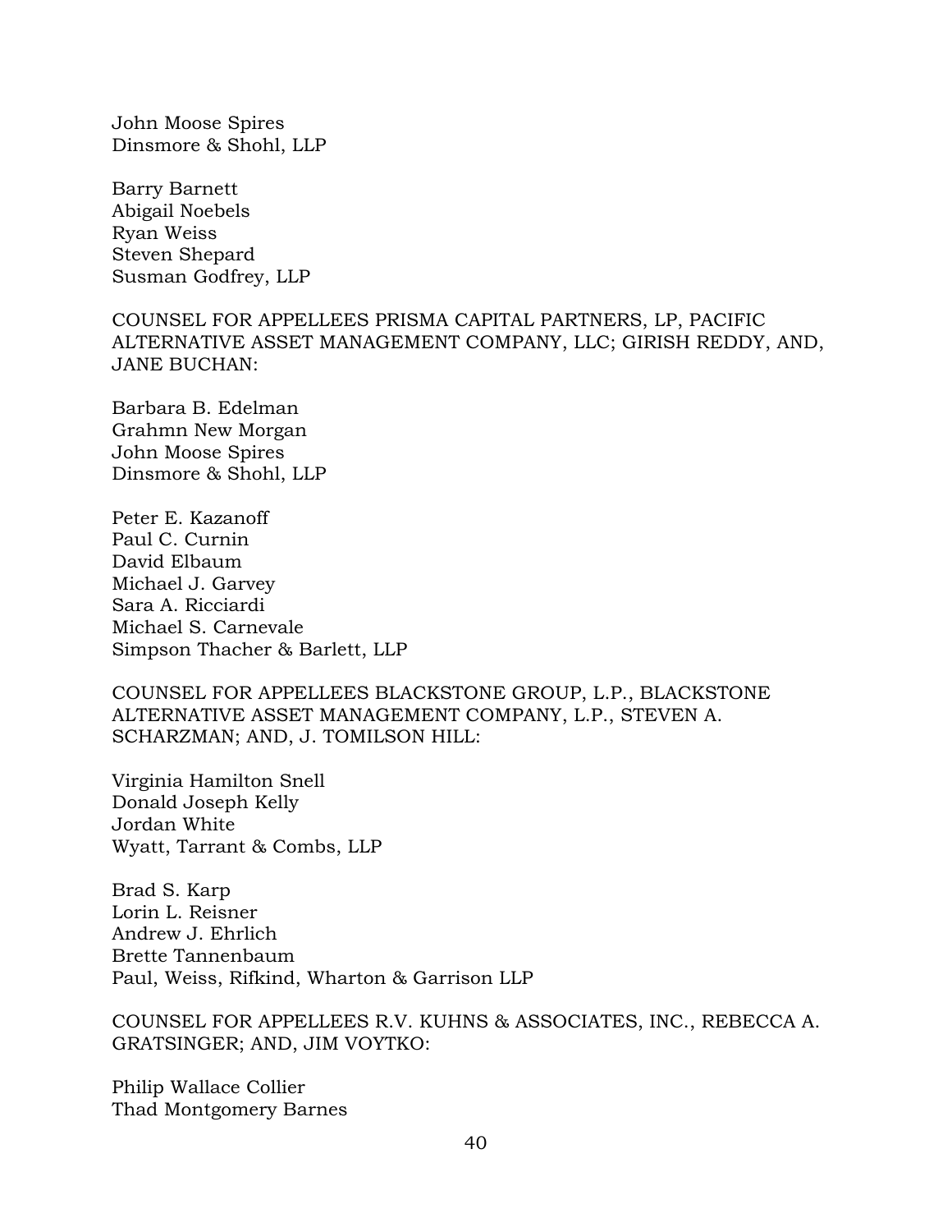John Moose Spires
Dinsmore & Shohl, LLP

Barry Barnett
Abigail Noebels
Ryan Weiss
Steven Shepard
Susman Godfrey, LLP

COUNSEL FOR APPELLEES PRISMA CAPITAL PARTNERS, LP, PACIFIC ALTERNATIVE ASSET MANAGEMENT COMPANY, LLC; GIRISH REDDY, AND, JANE BUCHAN:

Barbara B. Edelman
Grahmn New Morgan
John Moose Spires
Dinsmore & Shohl, LLP

Peter E. Kazanoff
Paul C. Curnin
David Elbaum
Michael J. Garvey
Sara A. Ricciardi
Michael S. Carnevale
Simpson Thacher & Barlett, LLP

COUNSEL FOR APPELLEES BLACKSTONE GROUP, L.P., BLACKSTONE ALTERNATIVE ASSET MANAGEMENT COMPANY, L.P., STEVEN A. SCHARZMAN; AND, J. TOMILSON HILL:

Virginia Hamilton Snell
Donald Joseph Kelly
Jordan White
Wyatt, Tarrant & Combs, LLP

Brad S. Karp
Lorin L. Reisner
Andrew J. Ehrlich
Brette Tannenbaum
Paul, Weiss, Rifkind, Wharton & Garrison LLP

COUNSEL FOR APPELLEES R.V. KUHNS & ASSOCIATES, INC., REBECCA A. GRATSINGER; AND, JIM VOYTKO:

Philip Wallace Collier
Thad Montgomery Barnes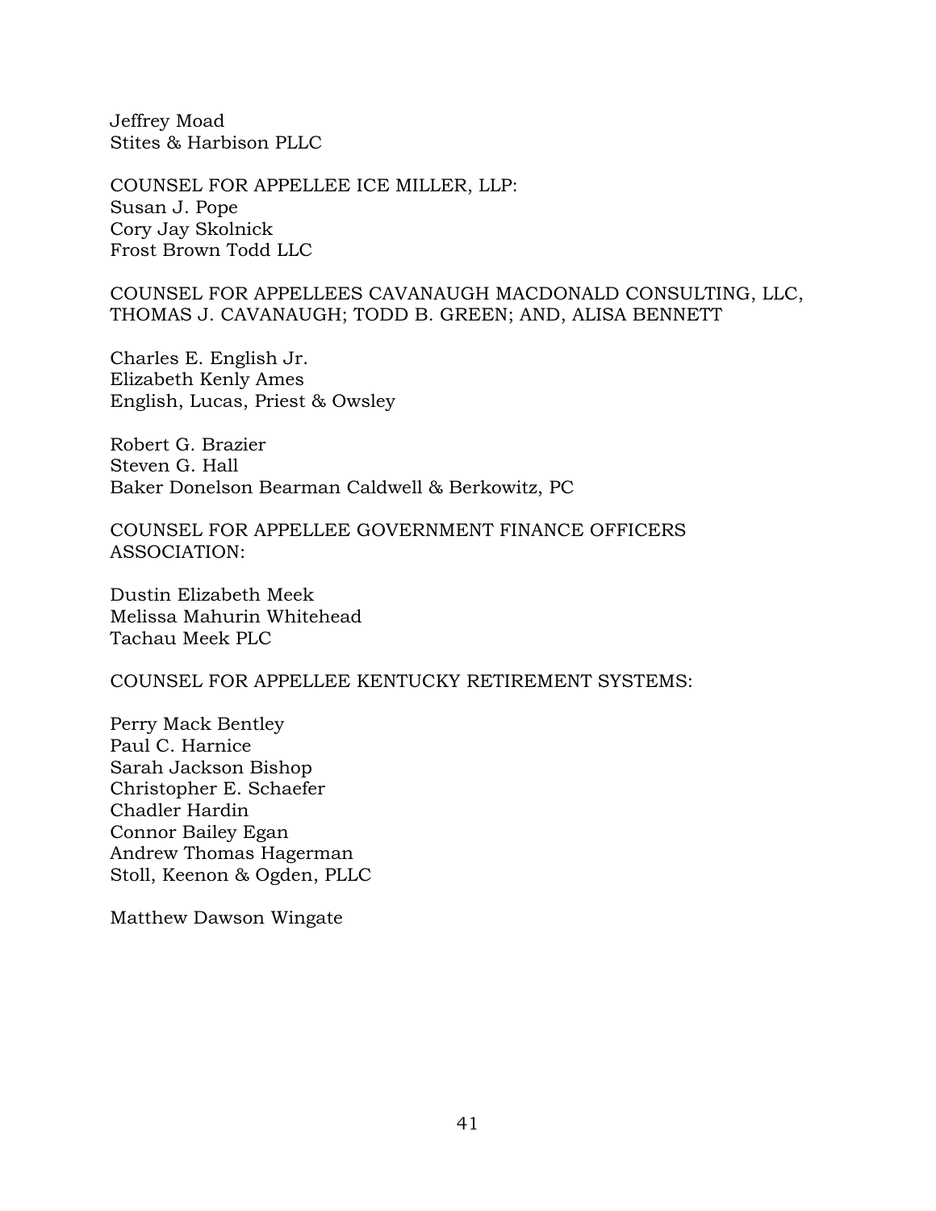Jeffrey Moad
Stites & Harbison PLLC

COUNSEL FOR APPELLEE ICE MILLER, LLP:
Susan J. Pope
Cory Jay Skolnick
Frost Brown Todd LLC

COUNSEL FOR APPELLEES CAVANAUGH MACDONALD CONSULTING, LLC, THOMAS J. CAVANAUGH; TODD B. GREEN; AND, ALISA BENNETT

Charles E. English Jr.
Elizabeth Kenly Ames
English, Lucas, Priest & Owsley

Robert G. Brazier
Steven G. Hall
Baker Donelson Bearman Caldwell & Berkowitz, PC

COUNSEL FOR APPELLEE GOVERNMENT FINANCE OFFICERS ASSOCIATION:

Dustin Elizabeth Meek
Melissa Mahurin Whitehead
Tachau Meek PLC

COUNSEL FOR APPELLEE KENTUCKY RETIREMENT SYSTEMS:

Perry Mack Bentley
Paul C. Harnice
Sarah Jackson Bishop
Christopher E. Schaefer
Chadler Hardin
Connor Bailey Egan
Andrew Thomas Hagerman
Stoll, Keenon & Ogden, PLLC

Matthew Dawson Wingate